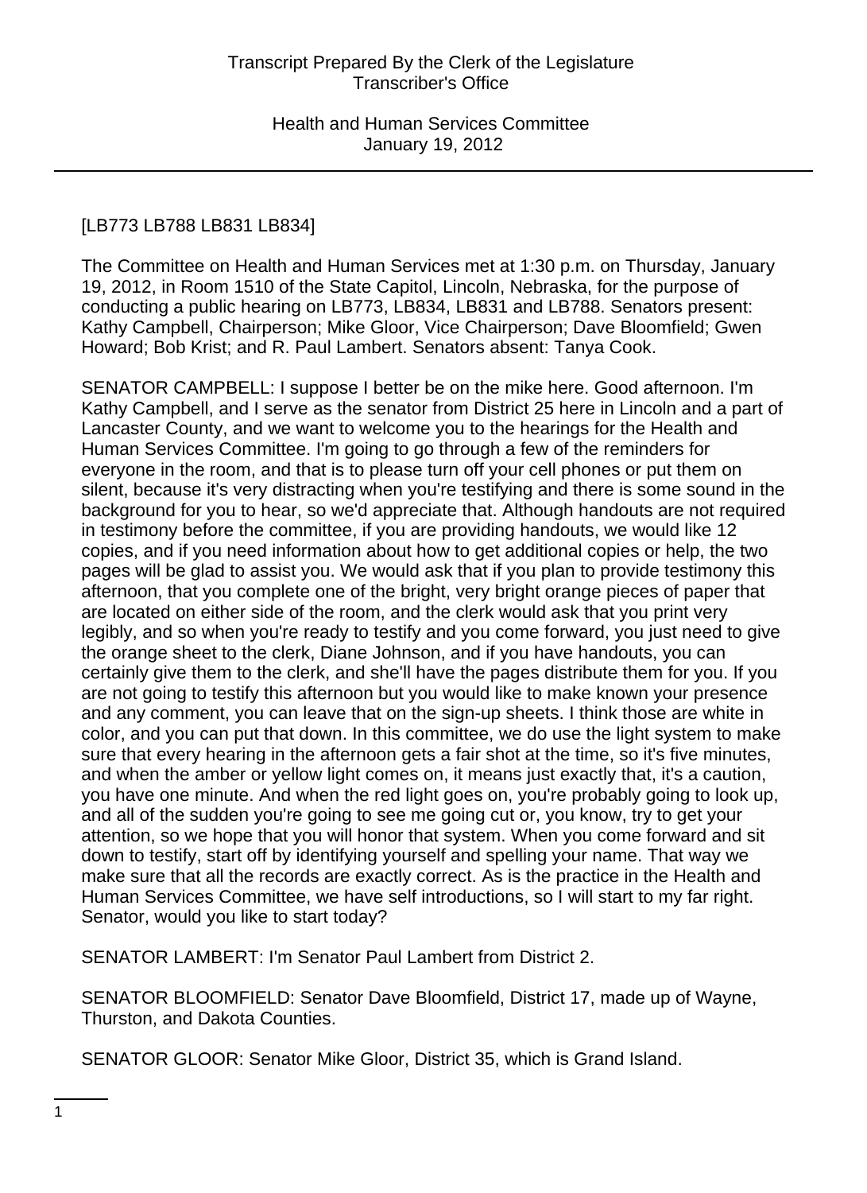[LB773 LB788 LB831 LB834]

The Committee on Health and Human Services met at 1:30 p.m. on Thursday, January 19, 2012, in Room 1510 of the State Capitol, Lincoln, Nebraska, for the purpose of conducting a public hearing on LB773, LB834, LB831 and LB788. Senators present: Kathy Campbell, Chairperson; Mike Gloor, Vice Chairperson; Dave Bloomfield; Gwen Howard; Bob Krist; and R. Paul Lambert. Senators absent: Tanya Cook.

SENATOR CAMPBELL: I suppose I better be on the mike here. Good afternoon. I'm Kathy Campbell, and I serve as the senator from District 25 here in Lincoln and a part of Lancaster County, and we want to welcome you to the hearings for the Health and Human Services Committee. I'm going to go through a few of the reminders for everyone in the room, and that is to please turn off your cell phones or put them on silent, because it's very distracting when you're testifying and there is some sound in the background for you to hear, so we'd appreciate that. Although handouts are not required in testimony before the committee, if you are providing handouts, we would like 12 copies, and if you need information about how to get additional copies or help, the two pages will be glad to assist you. We would ask that if you plan to provide testimony this afternoon, that you complete one of the bright, very bright orange pieces of paper that are located on either side of the room, and the clerk would ask that you print very legibly, and so when you're ready to testify and you come forward, you just need to give the orange sheet to the clerk, Diane Johnson, and if you have handouts, you can certainly give them to the clerk, and she'll have the pages distribute them for you. If you are not going to testify this afternoon but you would like to make known your presence and any comment, you can leave that on the sign-up sheets. I think those are white in color, and you can put that down. In this committee, we do use the light system to make sure that every hearing in the afternoon gets a fair shot at the time, so it's five minutes, and when the amber or yellow light comes on, it means just exactly that, it's a caution, you have one minute. And when the red light goes on, you're probably going to look up, and all of the sudden you're going to see me going cut or, you know, try to get your attention, so we hope that you will honor that system. When you come forward and sit down to testify, start off by identifying yourself and spelling your name. That way we make sure that all the records are exactly correct. As is the practice in the Health and Human Services Committee, we have self introductions, so I will start to my far right. Senator, would you like to start today?

SENATOR LAMBERT: I'm Senator Paul Lambert from District 2.

SENATOR BLOOMFIELD: Senator Dave Bloomfield, District 17, made up of Wayne, Thurston, and Dakota Counties.

SENATOR GLOOR: Senator Mike Gloor, District 35, which is Grand Island.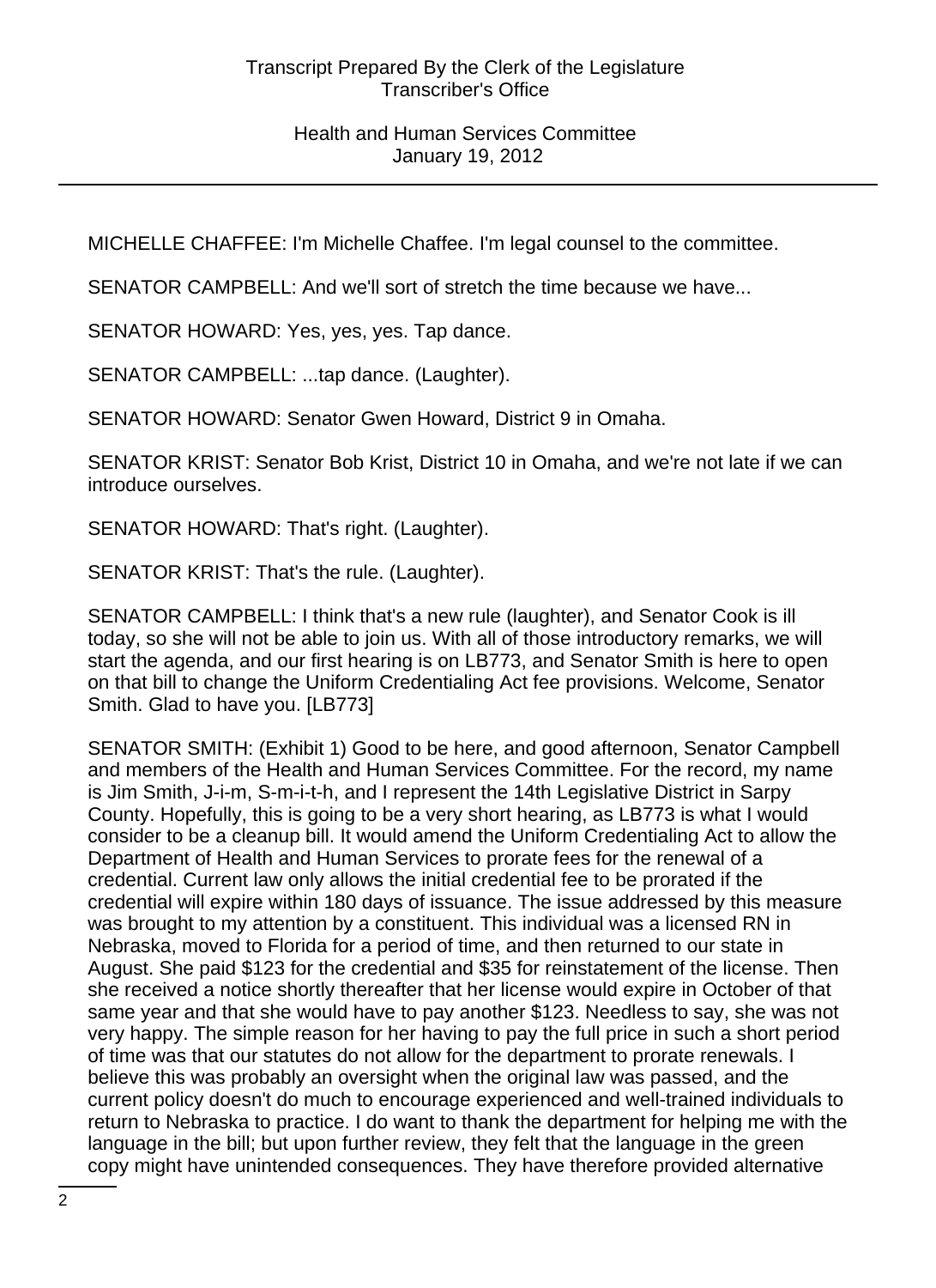MICHELLE CHAFFEE: I'm Michelle Chaffee. I'm legal counsel to the committee.

SENATOR CAMPBELL: And we'll sort of stretch the time because we have...

SENATOR HOWARD: Yes, yes, yes. Tap dance.

SENATOR CAMPBELL: ...tap dance. (Laughter).

SENATOR HOWARD: Senator Gwen Howard, District 9 in Omaha.

SENATOR KRIST: Senator Bob Krist, District 10 in Omaha, and we're not late if we can introduce ourselves.

SENATOR HOWARD: That's right. (Laughter).

SENATOR KRIST: That's the rule. (Laughter).

SENATOR CAMPBELL: I think that's a new rule (laughter), and Senator Cook is ill today, so she will not be able to join us. With all of those introductory remarks, we will start the agenda, and our first hearing is on LB773, and Senator Smith is here to open on that bill to change the Uniform Credentialing Act fee provisions. Welcome, Senator Smith. Glad to have you. [LB773]

SENATOR SMITH: (Exhibit 1) Good to be here, and good afternoon, Senator Campbell and members of the Health and Human Services Committee. For the record, my name is Jim Smith, J-i-m, S-m-i-t-h, and I represent the 14th Legislative District in Sarpy County. Hopefully, this is going to be a very short hearing, as LB773 is what I would consider to be a cleanup bill. It would amend the Uniform Credentialing Act to allow the Department of Health and Human Services to prorate fees for the renewal of a credential. Current law only allows the initial credential fee to be prorated if the credential will expire within 180 days of issuance. The issue addressed by this measure was brought to my attention by a constituent. This individual was a licensed RN in Nebraska, moved to Florida for a period of time, and then returned to our state in August. She paid $123 for the credential and $35 for reinstatement of the license. Then she received a notice shortly thereafter that her license would expire in October of that same year and that she would have to pay another $123. Needless to say, she was not very happy. The simple reason for her having to pay the full price in such a short period of time was that our statutes do not allow for the department to prorate renewals. I believe this was probably an oversight when the original law was passed, and the current policy doesn't do much to encourage experienced and well-trained individuals to return to Nebraska to practice. I do want to thank the department for helping me with the language in the bill; but upon further review, they felt that the language in the green copy might have unintended consequences. They have therefore provided alternative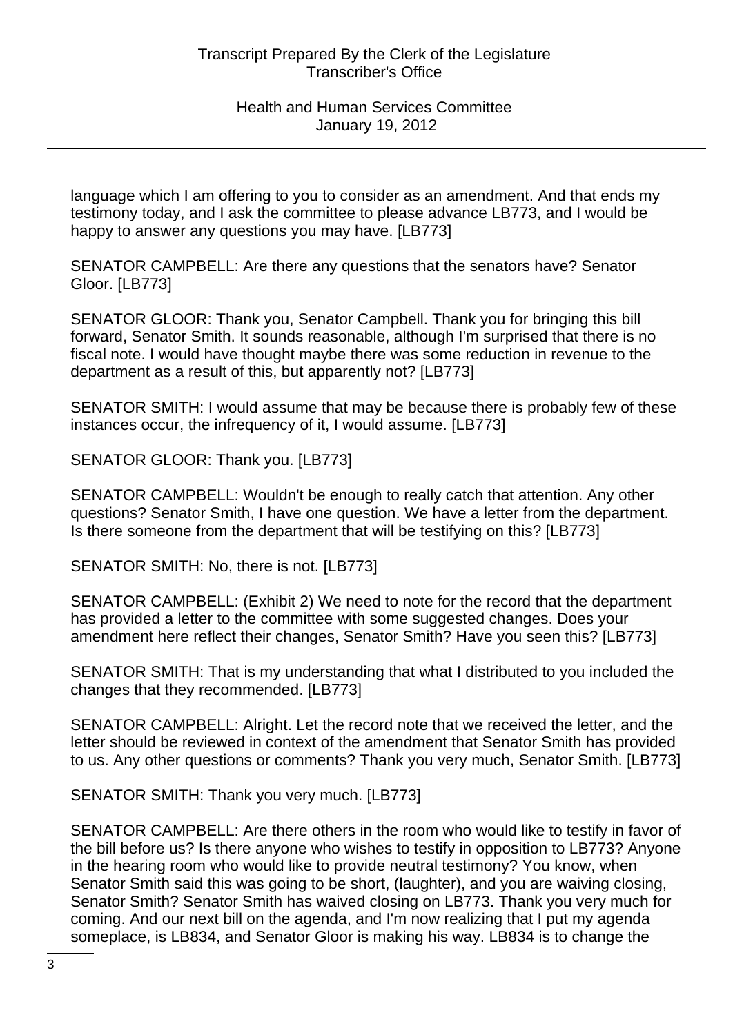language which I am offering to you to consider as an amendment. And that ends my testimony today, and I ask the committee to please advance LB773, and I would be happy to answer any questions you may have. [LB773]

SENATOR CAMPBELL: Are there any questions that the senators have? Senator Gloor. [LB773]

SENATOR GLOOR: Thank you, Senator Campbell. Thank you for bringing this bill forward, Senator Smith. It sounds reasonable, although I'm surprised that there is no fiscal note. I would have thought maybe there was some reduction in revenue to the department as a result of this, but apparently not? [LB773]

SENATOR SMITH: I would assume that may be because there is probably few of these instances occur, the infrequency of it, I would assume. [LB773]

SENATOR GLOOR: Thank you. [LB773]

SENATOR CAMPBELL: Wouldn't be enough to really catch that attention. Any other questions? Senator Smith, I have one question. We have a letter from the department. Is there someone from the department that will be testifying on this? [LB773]

SENATOR SMITH: No, there is not. [LB773]

SENATOR CAMPBELL: (Exhibit 2) We need to note for the record that the department has provided a letter to the committee with some suggested changes. Does your amendment here reflect their changes, Senator Smith? Have you seen this? [LB773]

SENATOR SMITH: That is my understanding that what I distributed to you included the changes that they recommended. [LB773]

SENATOR CAMPBELL: Alright. Let the record note that we received the letter, and the letter should be reviewed in context of the amendment that Senator Smith has provided to us. Any other questions or comments? Thank you very much, Senator Smith. [LB773]

SENATOR SMITH: Thank you very much. [LB773]

SENATOR CAMPBELL: Are there others in the room who would like to testify in favor of the bill before us? Is there anyone who wishes to testify in opposition to LB773? Anyone in the hearing room who would like to provide neutral testimony? You know, when Senator Smith said this was going to be short, (laughter), and you are waiving closing, Senator Smith? Senator Smith has waived closing on LB773. Thank you very much for coming. And our next bill on the agenda, and I'm now realizing that I put my agenda someplace, is LB834, and Senator Gloor is making his way. LB834 is to change the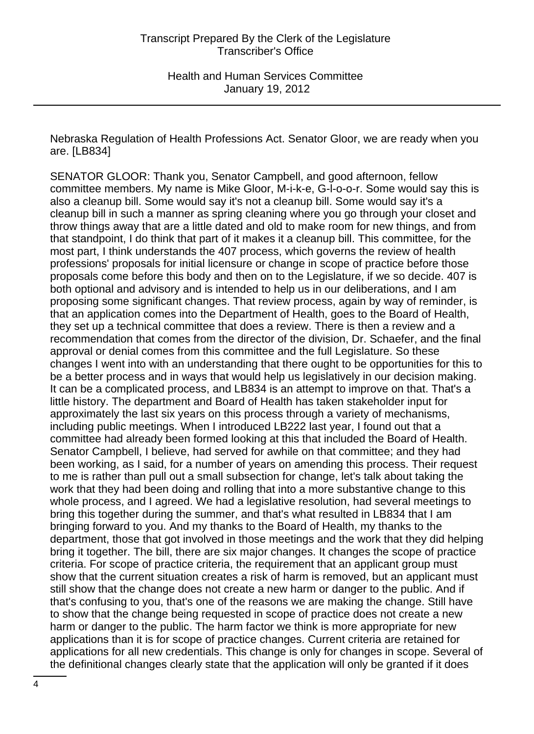Nebraska Regulation of Health Professions Act. Senator Gloor, we are ready when you are. [LB834]

SENATOR GLOOR: Thank you, Senator Campbell, and good afternoon, fellow committee members. My name is Mike Gloor, M-i-k-e, G-l-o-o-r. Some would say this is also a cleanup bill. Some would say it's not a cleanup bill. Some would say it's a cleanup bill in such a manner as spring cleaning where you go through your closet and throw things away that are a little dated and old to make room for new things, and from that standpoint, I do think that part of it makes it a cleanup bill. This committee, for the most part, I think understands the 407 process, which governs the review of health professions' proposals for initial licensure or change in scope of practice before those proposals come before this body and then on to the Legislature, if we so decide. 407 is both optional and advisory and is intended to help us in our deliberations, and I am proposing some significant changes. That review process, again by way of reminder, is that an application comes into the Department of Health, goes to the Board of Health, they set up a technical committee that does a review. There is then a review and a recommendation that comes from the director of the division, Dr. Schaefer, and the final approval or denial comes from this committee and the full Legislature. So these changes I went into with an understanding that there ought to be opportunities for this to be a better process and in ways that would help us legislatively in our decision making. It can be a complicated process, and LB834 is an attempt to improve on that. That's a little history. The department and Board of Health has taken stakeholder input for approximately the last six years on this process through a variety of mechanisms, including public meetings. When I introduced LB222 last year, I found out that a committee had already been formed looking at this that included the Board of Health. Senator Campbell, I believe, had served for awhile on that committee; and they had been working, as I said, for a number of years on amending this process. Their request to me is rather than pull out a small subsection for change, let's talk about taking the work that they had been doing and rolling that into a more substantive change to this whole process, and I agreed. We had a legislative resolution, had several meetings to bring this together during the summer, and that's what resulted in LB834 that I am bringing forward to you. And my thanks to the Board of Health, my thanks to the department, those that got involved in those meetings and the work that they did helping bring it together. The bill, there are six major changes. It changes the scope of practice criteria. For scope of practice criteria, the requirement that an applicant group must show that the current situation creates a risk of harm is removed, but an applicant must still show that the change does not create a new harm or danger to the public. And if that's confusing to you, that's one of the reasons we are making the change. Still have to show that the change being requested in scope of practice does not create a new harm or danger to the public. The harm factor we think is more appropriate for new applications than it is for scope of practice changes. Current criteria are retained for applications for all new credentials. This change is only for changes in scope. Several of the definitional changes clearly state that the application will only be granted if it does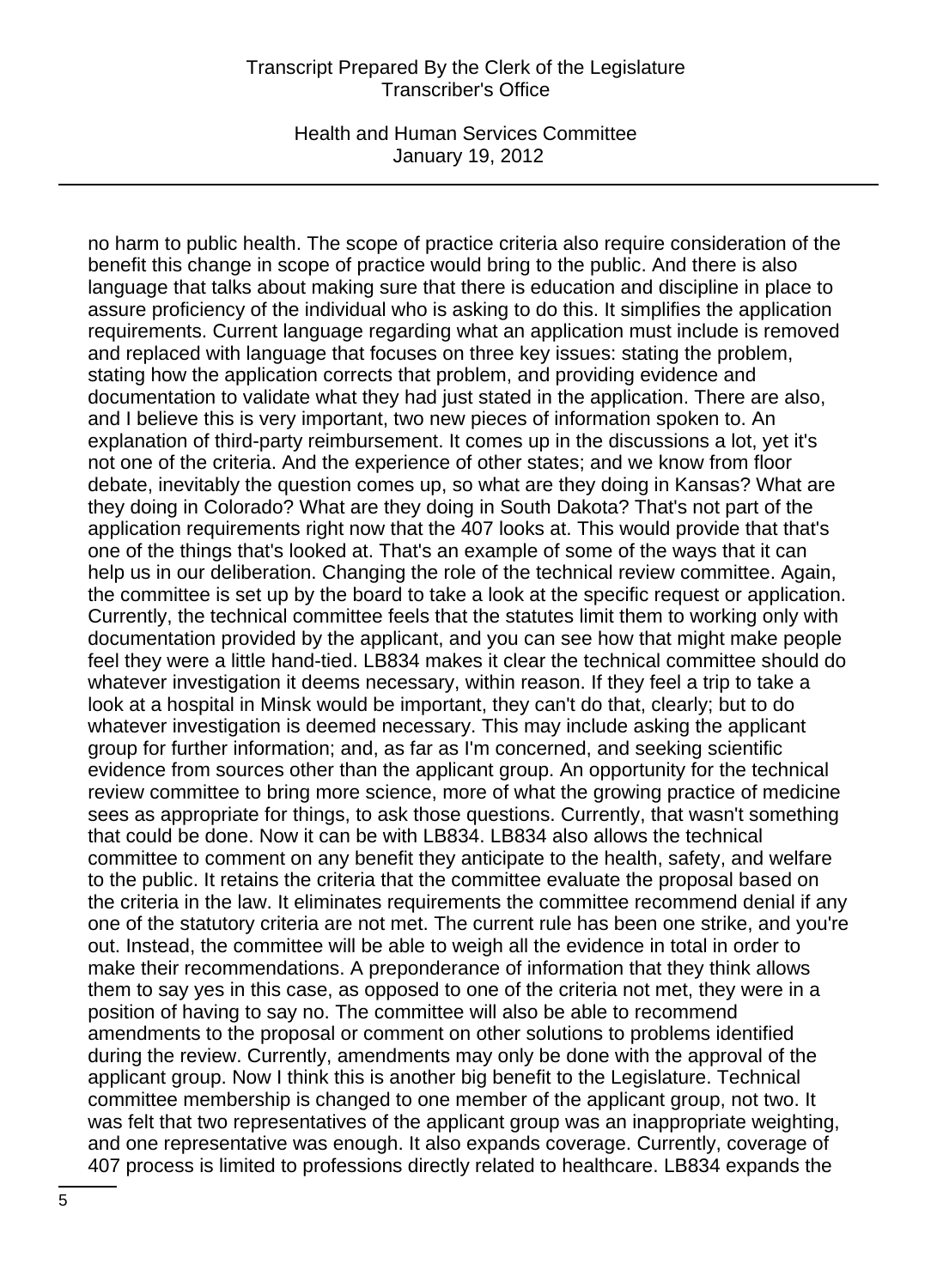no harm to public health. The scope of practice criteria also require consideration of the benefit this change in scope of practice would bring to the public. And there is also language that talks about making sure that there is education and discipline in place to assure proficiency of the individual who is asking to do this. It simplifies the application requirements. Current language regarding what an application must include is removed and replaced with language that focuses on three key issues: stating the problem, stating how the application corrects that problem, and providing evidence and documentation to validate what they had just stated in the application. There are also, and I believe this is very important, two new pieces of information spoken to. An explanation of third-party reimbursement. It comes up in the discussions a lot, yet it's not one of the criteria. And the experience of other states; and we know from floor debate, inevitably the question comes up, so what are they doing in Kansas? What are they doing in Colorado? What are they doing in South Dakota? That's not part of the application requirements right now that the 407 looks at. This would provide that that's one of the things that's looked at. That's an example of some of the ways that it can help us in our deliberation. Changing the role of the technical review committee. Again, the committee is set up by the board to take a look at the specific request or application. Currently, the technical committee feels that the statutes limit them to working only with documentation provided by the applicant, and you can see how that might make people feel they were a little hand-tied. LB834 makes it clear the technical committee should do whatever investigation it deems necessary, within reason. If they feel a trip to take a look at a hospital in Minsk would be important, they can't do that, clearly; but to do whatever investigation is deemed necessary. This may include asking the applicant group for further information; and, as far as I'm concerned, and seeking scientific evidence from sources other than the applicant group. An opportunity for the technical review committee to bring more science, more of what the growing practice of medicine sees as appropriate for things, to ask those questions. Currently, that wasn't something that could be done. Now it can be with LB834. LB834 also allows the technical committee to comment on any benefit they anticipate to the health, safety, and welfare to the public. It retains the criteria that the committee evaluate the proposal based on the criteria in the law. It eliminates requirements the committee recommend denial if any one of the statutory criteria are not met. The current rule has been one strike, and you're out. Instead, the committee will be able to weigh all the evidence in total in order to make their recommendations. A preponderance of information that they think allows them to say yes in this case, as opposed to one of the criteria not met, they were in a position of having to say no. The committee will also be able to recommend amendments to the proposal or comment on other solutions to problems identified during the review. Currently, amendments may only be done with the approval of the applicant group. Now I think this is another big benefit to the Legislature. Technical committee membership is changed to one member of the applicant group, not two. It was felt that two representatives of the applicant group was an inappropriate weighting, and one representative was enough. It also expands coverage. Currently, coverage of 407 process is limited to professions directly related to healthcare. LB834 expands the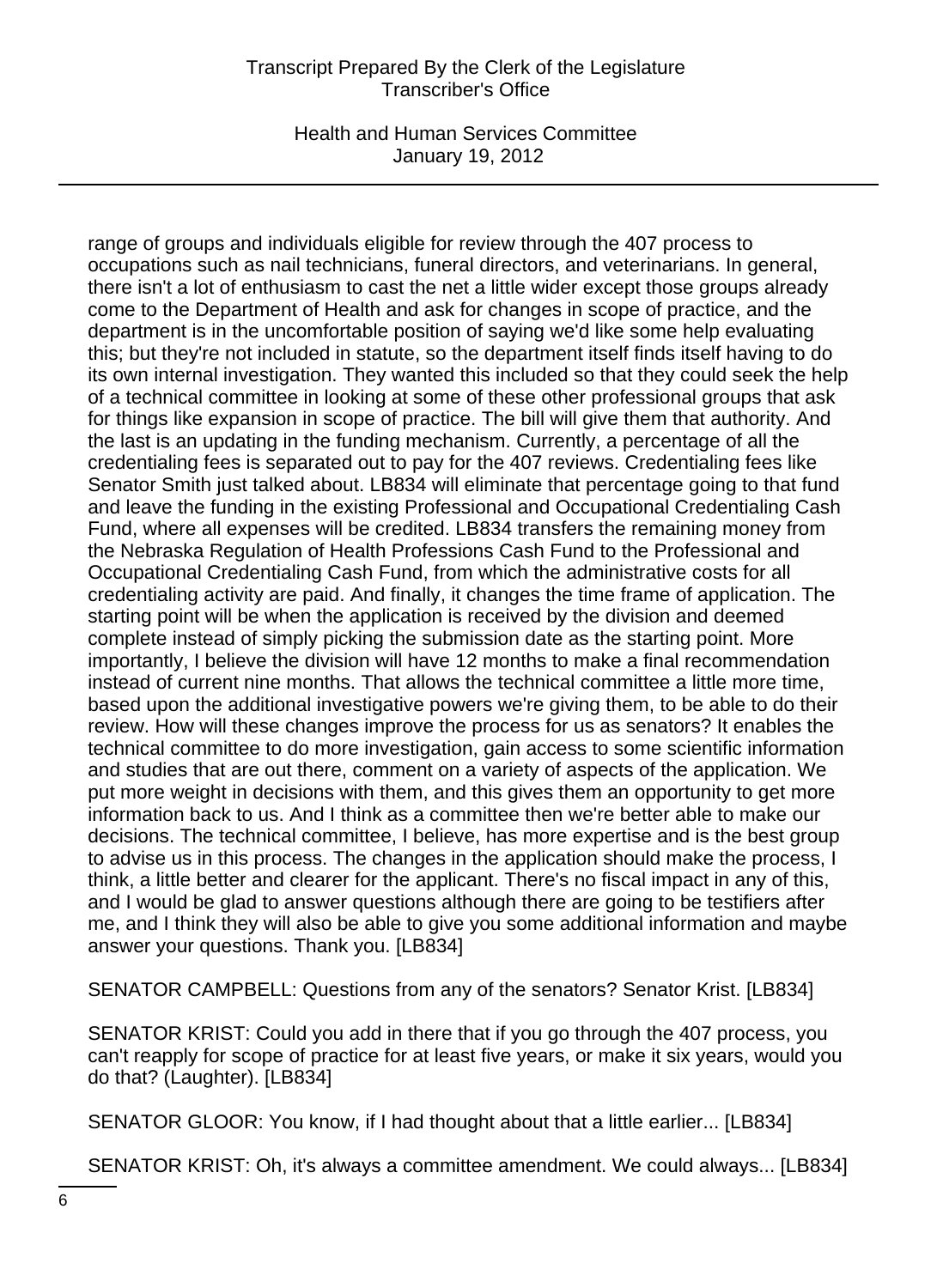range of groups and individuals eligible for review through the 407 process to occupations such as nail technicians, funeral directors, and veterinarians. In general, there isn't a lot of enthusiasm to cast the net a little wider except those groups already come to the Department of Health and ask for changes in scope of practice, and the department is in the uncomfortable position of saying we'd like some help evaluating this; but they're not included in statute, so the department itself finds itself having to do its own internal investigation. They wanted this included so that they could seek the help of a technical committee in looking at some of these other professional groups that ask for things like expansion in scope of practice. The bill will give them that authority. And the last is an updating in the funding mechanism. Currently, a percentage of all the credentialing fees is separated out to pay for the 407 reviews. Credentialing fees like Senator Smith just talked about. LB834 will eliminate that percentage going to that fund and leave the funding in the existing Professional and Occupational Credentialing Cash Fund, where all expenses will be credited. LB834 transfers the remaining money from the Nebraska Regulation of Health Professions Cash Fund to the Professional and Occupational Credentialing Cash Fund, from which the administrative costs for all credentialing activity are paid. And finally, it changes the time frame of application. The starting point will be when the application is received by the division and deemed complete instead of simply picking the submission date as the starting point. More importantly, I believe the division will have 12 months to make a final recommendation instead of current nine months. That allows the technical committee a little more time, based upon the additional investigative powers we're giving them, to be able to do their review. How will these changes improve the process for us as senators? It enables the technical committee to do more investigation, gain access to some scientific information and studies that are out there, comment on a variety of aspects of the application. We put more weight in decisions with them, and this gives them an opportunity to get more information back to us. And I think as a committee then we're better able to make our decisions. The technical committee, I believe, has more expertise and is the best group to advise us in this process. The changes in the application should make the process, I think, a little better and clearer for the applicant. There's no fiscal impact in any of this, and I would be glad to answer questions although there are going to be testifiers after me, and I think they will also be able to give you some additional information and maybe answer your questions. Thank you. [LB834]

SENATOR CAMPBELL: Questions from any of the senators? Senator Krist. [LB834]

SENATOR KRIST: Could you add in there that if you go through the 407 process, you can't reapply for scope of practice for at least five years, or make it six years, would you do that? (Laughter). [LB834]

SENATOR GLOOR: You know, if I had thought about that a little earlier... [LB834]

SENATOR KRIST: Oh, it's always a committee amendment. We could always... [LB834]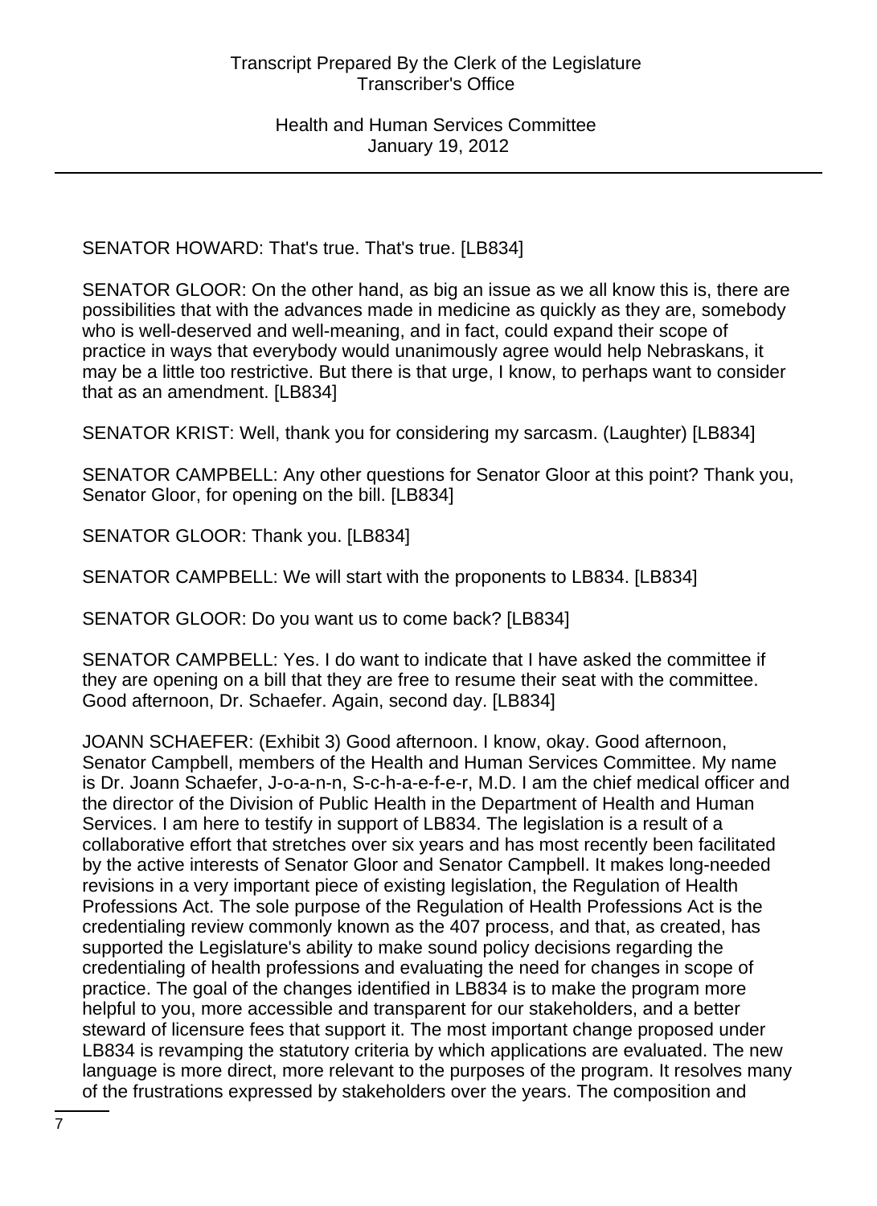SENATOR HOWARD: That's true. That's true. [LB834]

SENATOR GLOOR: On the other hand, as big an issue as we all know this is, there are possibilities that with the advances made in medicine as quickly as they are, somebody who is well-deserved and well-meaning, and in fact, could expand their scope of practice in ways that everybody would unanimously agree would help Nebraskans, it may be a little too restrictive. But there is that urge, I know, to perhaps want to consider that as an amendment. [LB834]

SENATOR KRIST: Well, thank you for considering my sarcasm. (Laughter) [LB834]

SENATOR CAMPBELL: Any other questions for Senator Gloor at this point? Thank you, Senator Gloor, for opening on the bill. [LB834]

SENATOR GLOOR: Thank you. [LB834]

SENATOR CAMPBELL: We will start with the proponents to LB834. [LB834]

SENATOR GLOOR: Do you want us to come back? [LB834]

SENATOR CAMPBELL: Yes. I do want to indicate that I have asked the committee if they are opening on a bill that they are free to resume their seat with the committee. Good afternoon, Dr. Schaefer. Again, second day. [LB834]

JOANN SCHAEFER: (Exhibit 3) Good afternoon. I know, okay. Good afternoon, Senator Campbell, members of the Health and Human Services Committee. My name is Dr. Joann Schaefer, J-o-a-n-n, S-c-h-a-e-f-e-r, M.D. I am the chief medical officer and the director of the Division of Public Health in the Department of Health and Human Services. I am here to testify in support of LB834. The legislation is a result of a collaborative effort that stretches over six years and has most recently been facilitated by the active interests of Senator Gloor and Senator Campbell. It makes long-needed revisions in a very important piece of existing legislation, the Regulation of Health Professions Act. The sole purpose of the Regulation of Health Professions Act is the credentialing review commonly known as the 407 process, and that, as created, has supported the Legislature's ability to make sound policy decisions regarding the credentialing of health professions and evaluating the need for changes in scope of practice. The goal of the changes identified in LB834 is to make the program more helpful to you, more accessible and transparent for our stakeholders, and a better steward of licensure fees that support it. The most important change proposed under LB834 is revamping the statutory criteria by which applications are evaluated. The new language is more direct, more relevant to the purposes of the program. It resolves many of the frustrations expressed by stakeholders over the years. The composition and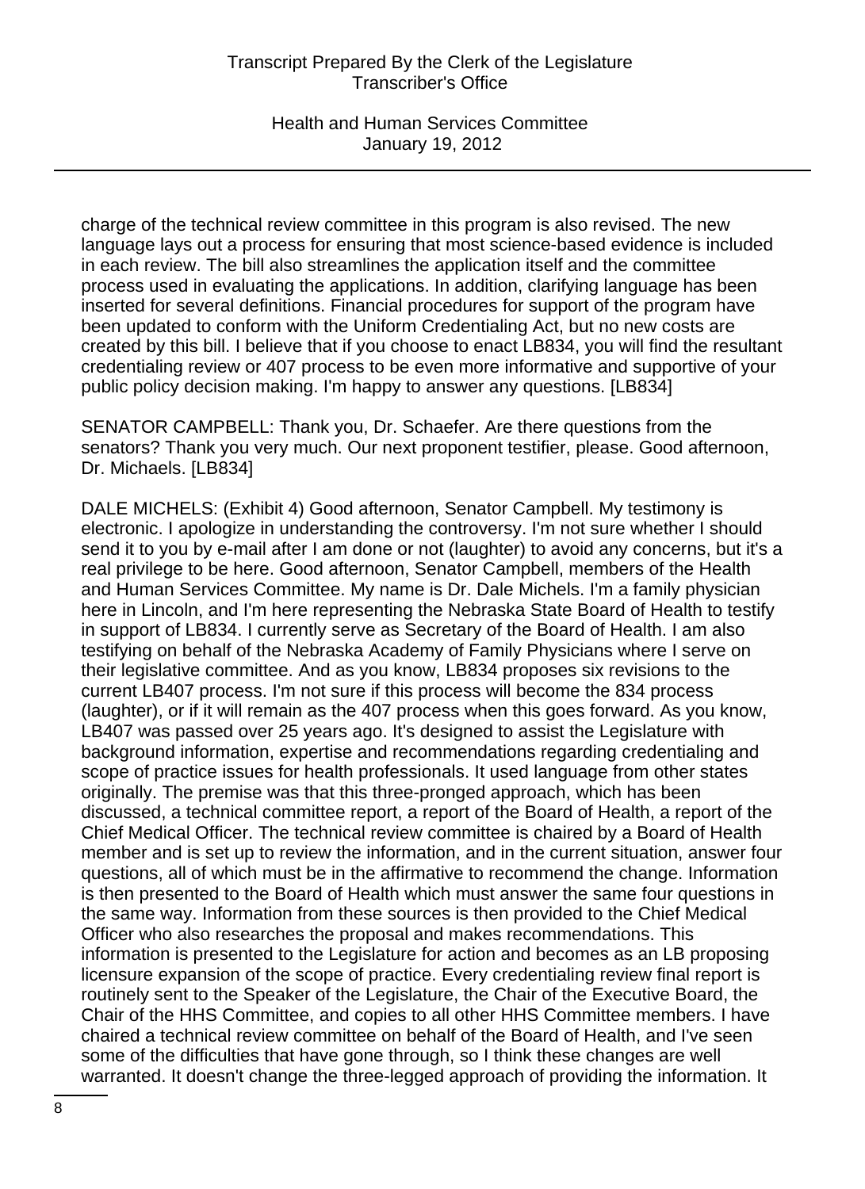charge of the technical review committee in this program is also revised. The new language lays out a process for ensuring that most science-based evidence is included in each review. The bill also streamlines the application itself and the committee process used in evaluating the applications. In addition, clarifying language has been inserted for several definitions. Financial procedures for support of the program have been updated to conform with the Uniform Credentialing Act, but no new costs are created by this bill. I believe that if you choose to enact LB834, you will find the resultant credentialing review or 407 process to be even more informative and supportive of your public policy decision making. I'm happy to answer any questions. [LB834]

SENATOR CAMPBELL: Thank you, Dr. Schaefer. Are there questions from the senators? Thank you very much. Our next proponent testifier, please. Good afternoon, Dr. Michaels. [LB834]

DALE MICHELS: (Exhibit 4) Good afternoon, Senator Campbell. My testimony is electronic. I apologize in understanding the controversy. I'm not sure whether I should send it to you by e-mail after I am done or not (laughter) to avoid any concerns, but it's a real privilege to be here. Good afternoon, Senator Campbell, members of the Health and Human Services Committee. My name is Dr. Dale Michels. I'm a family physician here in Lincoln, and I'm here representing the Nebraska State Board of Health to testify in support of LB834. I currently serve as Secretary of the Board of Health. I am also testifying on behalf of the Nebraska Academy of Family Physicians where I serve on their legislative committee. And as you know, LB834 proposes six revisions to the current LB407 process. I'm not sure if this process will become the 834 process (laughter), or if it will remain as the 407 process when this goes forward. As you know, LB407 was passed over 25 years ago. It's designed to assist the Legislature with background information, expertise and recommendations regarding credentialing and scope of practice issues for health professionals. It used language from other states originally. The premise was that this three-pronged approach, which has been discussed, a technical committee report, a report of the Board of Health, a report of the Chief Medical Officer. The technical review committee is chaired by a Board of Health member and is set up to review the information, and in the current situation, answer four questions, all of which must be in the affirmative to recommend the change. Information is then presented to the Board of Health which must answer the same four questions in the same way. Information from these sources is then provided to the Chief Medical Officer who also researches the proposal and makes recommendations. This information is presented to the Legislature for action and becomes as an LB proposing licensure expansion of the scope of practice. Every credentialing review final report is routinely sent to the Speaker of the Legislature, the Chair of the Executive Board, the Chair of the HHS Committee, and copies to all other HHS Committee members. I have chaired a technical review committee on behalf of the Board of Health, and I've seen some of the difficulties that have gone through, so I think these changes are well warranted. It doesn't change the three-legged approach of providing the information. It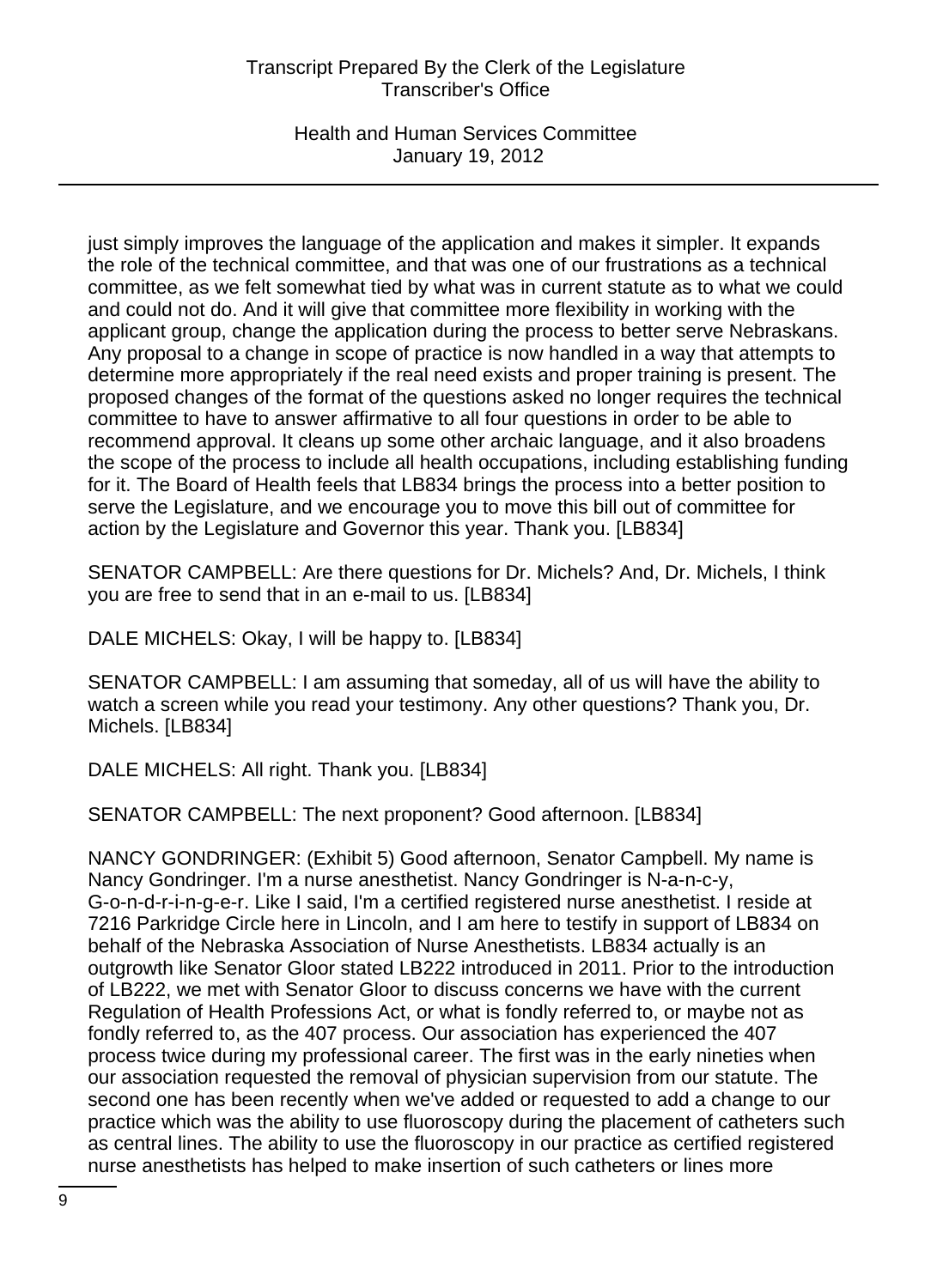just simply improves the language of the application and makes it simpler. It expands the role of the technical committee, and that was one of our frustrations as a technical committee, as we felt somewhat tied by what was in current statute as to what we could and could not do. And it will give that committee more flexibility in working with the applicant group, change the application during the process to better serve Nebraskans. Any proposal to a change in scope of practice is now handled in a way that attempts to determine more appropriately if the real need exists and proper training is present. The proposed changes of the format of the questions asked no longer requires the technical committee to have to answer affirmative to all four questions in order to be able to recommend approval. It cleans up some other archaic language, and it also broadens the scope of the process to include all health occupations, including establishing funding for it. The Board of Health feels that LB834 brings the process into a better position to serve the Legislature, and we encourage you to move this bill out of committee for action by the Legislature and Governor this year. Thank you. [LB834]

SENATOR CAMPBELL: Are there questions for Dr. Michels? And, Dr. Michels, I think you are free to send that in an e-mail to us. [LB834]

DALE MICHELS: Okay, I will be happy to. [LB834]

SENATOR CAMPBELL: I am assuming that someday, all of us will have the ability to watch a screen while you read your testimony. Any other questions? Thank you, Dr. Michels. [LB834]

DALE MICHELS: All right. Thank you. [LB834]

SENATOR CAMPBELL: The next proponent? Good afternoon. [LB834]

NANCY GONDRINGER: (Exhibit 5) Good afternoon, Senator Campbell. My name is Nancy Gondringer. I'm a nurse anesthetist. Nancy Gondringer is N-a-n-c-y, G-o-n-d-r-i-n-g-e-r. Like I said, I'm a certified registered nurse anesthetist. I reside at 7216 Parkridge Circle here in Lincoln, and I am here to testify in support of LB834 on behalf of the Nebraska Association of Nurse Anesthetists. LB834 actually is an outgrowth like Senator Gloor stated LB222 introduced in 2011. Prior to the introduction of LB222, we met with Senator Gloor to discuss concerns we have with the current Regulation of Health Professions Act, or what is fondly referred to, or maybe not as fondly referred to, as the 407 process. Our association has experienced the 407 process twice during my professional career. The first was in the early nineties when our association requested the removal of physician supervision from our statute. The second one has been recently when we've added or requested to add a change to our practice which was the ability to use fluoroscopy during the placement of catheters such as central lines. The ability to use the fluoroscopy in our practice as certified registered nurse anesthetists has helped to make insertion of such catheters or lines more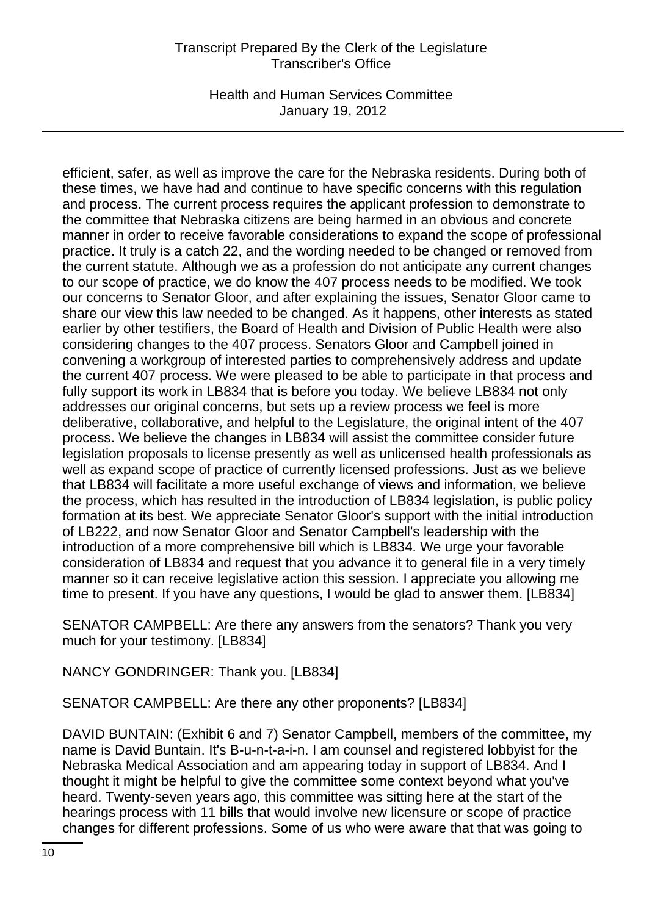efficient, safer, as well as improve the care for the Nebraska residents. During both of these times, we have had and continue to have specific concerns with this regulation and process. The current process requires the applicant profession to demonstrate to the committee that Nebraska citizens are being harmed in an obvious and concrete manner in order to receive favorable considerations to expand the scope of professional practice. It truly is a catch 22, and the wording needed to be changed or removed from the current statute. Although we as a profession do not anticipate any current changes to our scope of practice, we do know the 407 process needs to be modified. We took our concerns to Senator Gloor, and after explaining the issues, Senator Gloor came to share our view this law needed to be changed. As it happens, other interests as stated earlier by other testifiers, the Board of Health and Division of Public Health were also considering changes to the 407 process. Senators Gloor and Campbell joined in convening a workgroup of interested parties to comprehensively address and update the current 407 process. We were pleased to be able to participate in that process and fully support its work in LB834 that is before you today. We believe LB834 not only addresses our original concerns, but sets up a review process we feel is more deliberative, collaborative, and helpful to the Legislature, the original intent of the 407 process. We believe the changes in LB834 will assist the committee consider future legislation proposals to license presently as well as unlicensed health professionals as well as expand scope of practice of currently licensed professions. Just as we believe that LB834 will facilitate a more useful exchange of views and information, we believe the process, which has resulted in the introduction of LB834 legislation, is public policy formation at its best. We appreciate Senator Gloor's support with the initial introduction of LB222, and now Senator Gloor and Senator Campbell's leadership with the introduction of a more comprehensive bill which is LB834. We urge your favorable consideration of LB834 and request that you advance it to general file in a very timely manner so it can receive legislative action this session. I appreciate you allowing me time to present. If you have any questions, I would be glad to answer them. [LB834]

SENATOR CAMPBELL: Are there any answers from the senators? Thank you very much for your testimony. [LB834]

NANCY GONDRINGER: Thank you. [LB834]

SENATOR CAMPBELL: Are there any other proponents? [LB834]

DAVID BUNTAIN: (Exhibit 6 and 7) Senator Campbell, members of the committee, my name is David Buntain. It's B-u-n-t-a-i-n. I am counsel and registered lobbyist for the Nebraska Medical Association and am appearing today in support of LB834. And I thought it might be helpful to give the committee some context beyond what you've heard. Twenty-seven years ago, this committee was sitting here at the start of the hearings process with 11 bills that would involve new licensure or scope of practice changes for different professions. Some of us who were aware that that was going to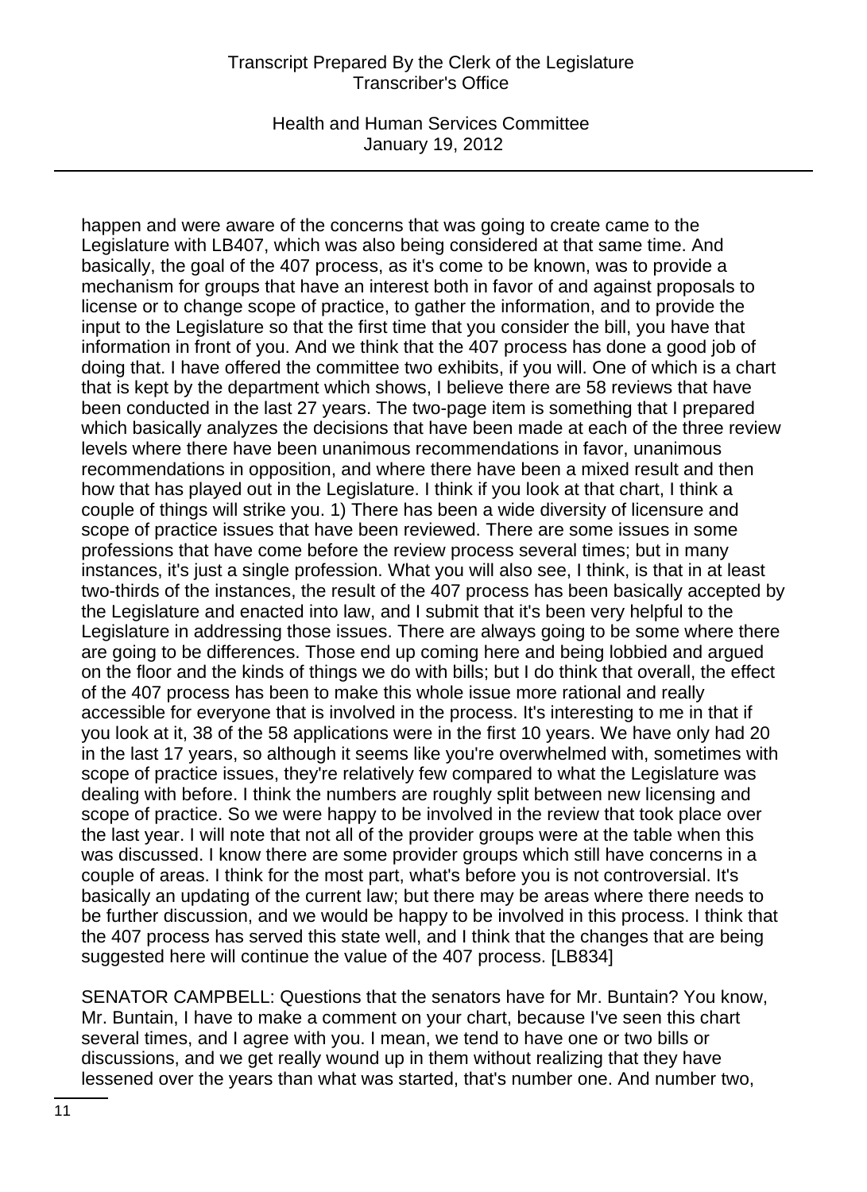happen and were aware of the concerns that was going to create came to the Legislature with LB407, which was also being considered at that same time. And basically, the goal of the 407 process, as it's come to be known, was to provide a mechanism for groups that have an interest both in favor of and against proposals to license or to change scope of practice, to gather the information, and to provide the input to the Legislature so that the first time that you consider the bill, you have that information in front of you. And we think that the 407 process has done a good job of doing that. I have offered the committee two exhibits, if you will. One of which is a chart that is kept by the department which shows, I believe there are 58 reviews that have been conducted in the last 27 years. The two-page item is something that I prepared which basically analyzes the decisions that have been made at each of the three review levels where there have been unanimous recommendations in favor, unanimous recommendations in opposition, and where there have been a mixed result and then how that has played out in the Legislature. I think if you look at that chart, I think a couple of things will strike you. 1) There has been a wide diversity of licensure and scope of practice issues that have been reviewed. There are some issues in some professions that have come before the review process several times; but in many instances, it's just a single profession. What you will also see, I think, is that in at least two-thirds of the instances, the result of the 407 process has been basically accepted by the Legislature and enacted into law, and I submit that it's been very helpful to the Legislature in addressing those issues. There are always going to be some where there are going to be differences. Those end up coming here and being lobbied and argued on the floor and the kinds of things we do with bills; but I do think that overall, the effect of the 407 process has been to make this whole issue more rational and really accessible for everyone that is involved in the process. It's interesting to me in that if you look at it, 38 of the 58 applications were in the first 10 years. We have only had 20 in the last 17 years, so although it seems like you're overwhelmed with, sometimes with scope of practice issues, they're relatively few compared to what the Legislature was dealing with before. I think the numbers are roughly split between new licensing and scope of practice. So we were happy to be involved in the review that took place over the last year. I will note that not all of the provider groups were at the table when this was discussed. I know there are some provider groups which still have concerns in a couple of areas. I think for the most part, what's before you is not controversial. It's basically an updating of the current law; but there may be areas where there needs to be further discussion, and we would be happy to be involved in this process. I think that the 407 process has served this state well, and I think that the changes that are being suggested here will continue the value of the 407 process. [LB834]

SENATOR CAMPBELL: Questions that the senators have for Mr. Buntain? You know, Mr. Buntain, I have to make a comment on your chart, because I've seen this chart several times, and I agree with you. I mean, we tend to have one or two bills or discussions, and we get really wound up in them without realizing that they have lessened over the years than what was started, that's number one. And number two,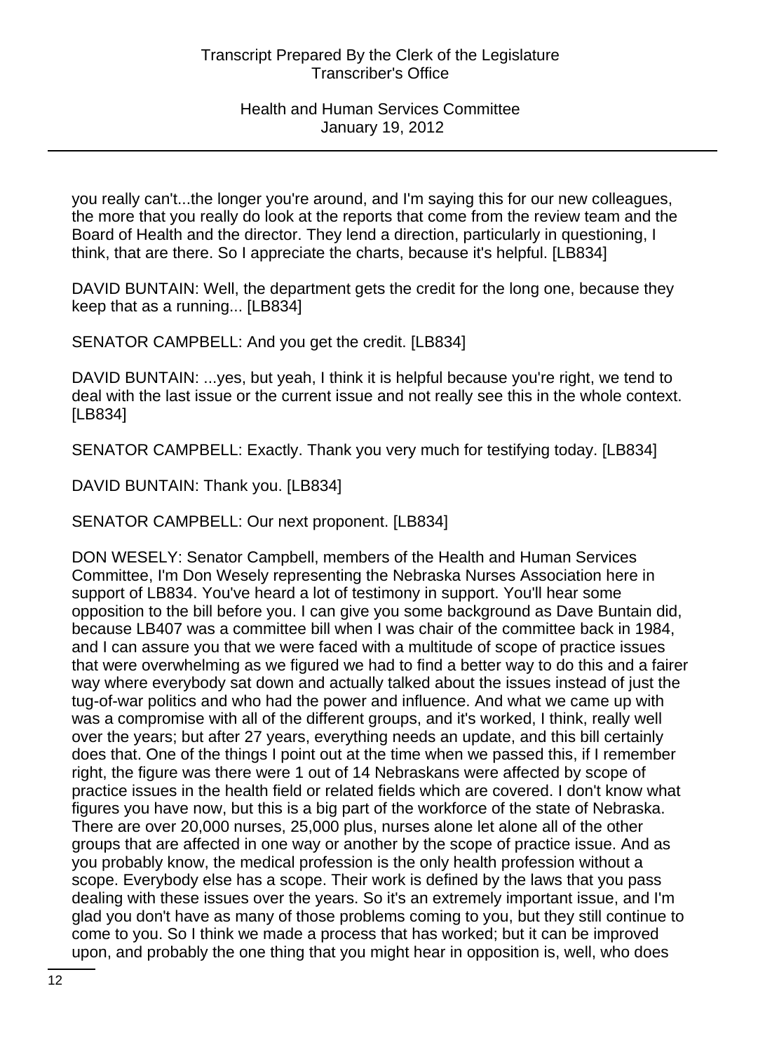you really can't...the longer you're around, and I'm saying this for our new colleagues, the more that you really do look at the reports that come from the review team and the Board of Health and the director. They lend a direction, particularly in questioning, I think, that are there. So I appreciate the charts, because it's helpful. [LB834]

DAVID BUNTAIN: Well, the department gets the credit for the long one, because they keep that as a running... [LB834]

SENATOR CAMPBELL: And you get the credit. [LB834]

DAVID BUNTAIN: ...yes, but yeah, I think it is helpful because you're right, we tend to deal with the last issue or the current issue and not really see this in the whole context. [LB834]

SENATOR CAMPBELL: Exactly. Thank you very much for testifying today. [LB834]

DAVID BUNTAIN: Thank you. [LB834]

SENATOR CAMPBELL: Our next proponent. [LB834]

DON WESELY: Senator Campbell, members of the Health and Human Services Committee, I'm Don Wesely representing the Nebraska Nurses Association here in support of LB834. You've heard a lot of testimony in support. You'll hear some opposition to the bill before you. I can give you some background as Dave Buntain did, because LB407 was a committee bill when I was chair of the committee back in 1984, and I can assure you that we were faced with a multitude of scope of practice issues that were overwhelming as we figured we had to find a better way to do this and a fairer way where everybody sat down and actually talked about the issues instead of just the tug-of-war politics and who had the power and influence. And what we came up with was a compromise with all of the different groups, and it's worked, I think, really well over the years; but after 27 years, everything needs an update, and this bill certainly does that. One of the things I point out at the time when we passed this, if I remember right, the figure was there were 1 out of 14 Nebraskans were affected by scope of practice issues in the health field or related fields which are covered. I don't know what figures you have now, but this is a big part of the workforce of the state of Nebraska. There are over 20,000 nurses, 25,000 plus, nurses alone let alone all of the other groups that are affected in one way or another by the scope of practice issue. And as you probably know, the medical profession is the only health profession without a scope. Everybody else has a scope. Their work is defined by the laws that you pass dealing with these issues over the years. So it's an extremely important issue, and I'm glad you don't have as many of those problems coming to you, but they still continue to come to you. So I think we made a process that has worked; but it can be improved upon, and probably the one thing that you might hear in opposition is, well, who does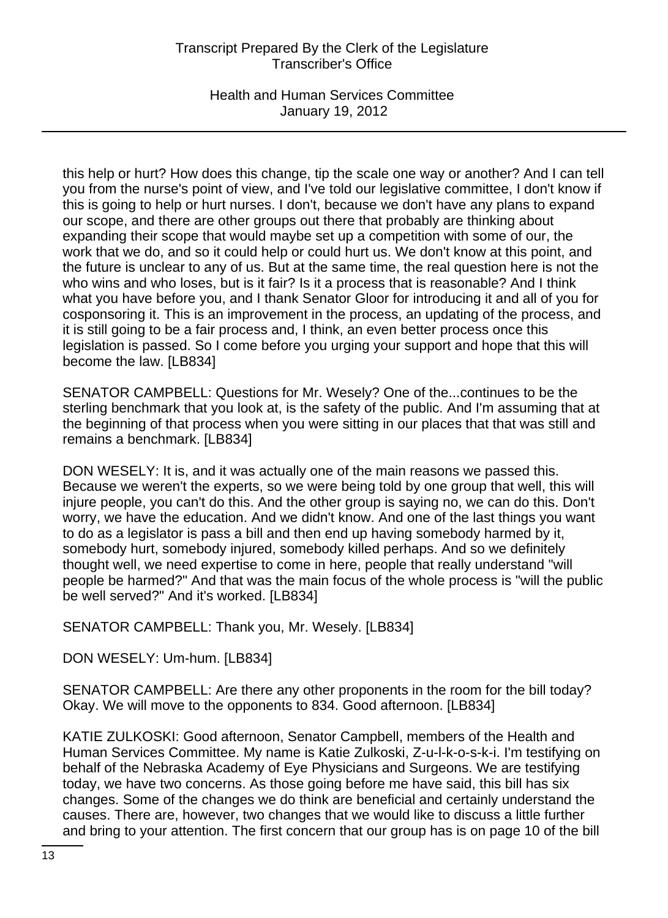this help or hurt? How does this change, tip the scale one way or another? And I can tell you from the nurse's point of view, and I've told our legislative committee, I don't know if this is going to help or hurt nurses. I don't, because we don't have any plans to expand our scope, and there are other groups out there that probably are thinking about expanding their scope that would maybe set up a competition with some of our, the work that we do, and so it could help or could hurt us. We don't know at this point, and the future is unclear to any of us. But at the same time, the real question here is not the who wins and who loses, but is it fair? Is it a process that is reasonable? And I think what you have before you, and I thank Senator Gloor for introducing it and all of you for cosponsoring it. This is an improvement in the process, an updating of the process, and it is still going to be a fair process and, I think, an even better process once this legislation is passed. So I come before you urging your support and hope that this will become the law. [LB834]

SENATOR CAMPBELL: Questions for Mr. Wesely? One of the...continues to be the sterling benchmark that you look at, is the safety of the public. And I'm assuming that at the beginning of that process when you were sitting in our places that that was still and remains a benchmark. [LB834]

DON WESELY: It is, and it was actually one of the main reasons we passed this. Because we weren't the experts, so we were being told by one group that well, this will injure people, you can't do this. And the other group is saying no, we can do this. Don't worry, we have the education. And we didn't know. And one of the last things you want to do as a legislator is pass a bill and then end up having somebody harmed by it, somebody hurt, somebody injured, somebody killed perhaps. And so we definitely thought well, we need expertise to come in here, people that really understand "will people be harmed?" And that was the main focus of the whole process is "will the public be well served?" And it's worked. [LB834]

SENATOR CAMPBELL: Thank you, Mr. Wesely. [LB834]

DON WESELY: Um-hum. [LB834]

SENATOR CAMPBELL: Are there any other proponents in the room for the bill today? Okay. We will move to the opponents to 834. Good afternoon. [LB834]

KATIE ZULKOSKI: Good afternoon, Senator Campbell, members of the Health and Human Services Committee. My name is Katie Zulkoski, Z-u-l-k-o-s-k-i. I'm testifying on behalf of the Nebraska Academy of Eye Physicians and Surgeons. We are testifying today, we have two concerns. As those going before me have said, this bill has six changes. Some of the changes we do think are beneficial and certainly understand the causes. There are, however, two changes that we would like to discuss a little further and bring to your attention. The first concern that our group has is on page 10 of the bill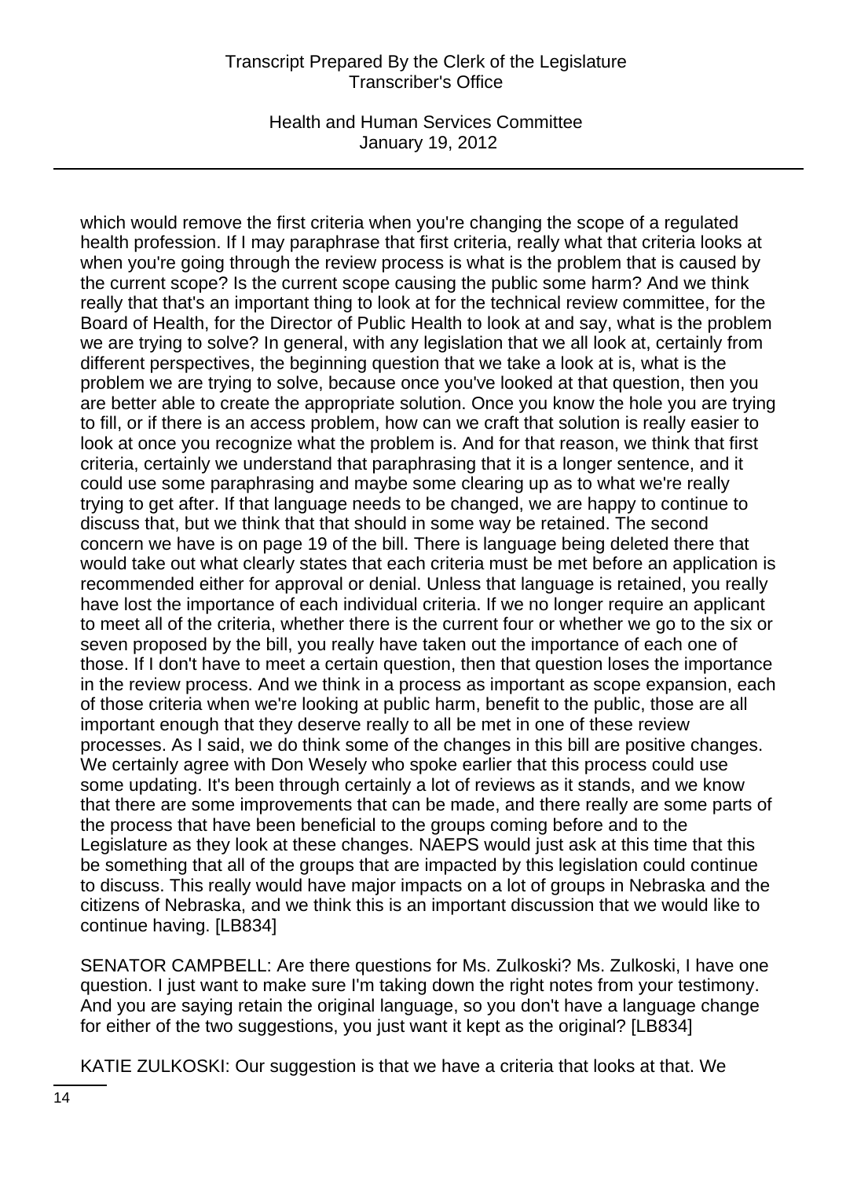which would remove the first criteria when you're changing the scope of a regulated health profession. If I may paraphrase that first criteria, really what that criteria looks at when you're going through the review process is what is the problem that is caused by the current scope? Is the current scope causing the public some harm? And we think really that that's an important thing to look at for the technical review committee, for the Board of Health, for the Director of Public Health to look at and say, what is the problem we are trying to solve? In general, with any legislation that we all look at, certainly from different perspectives, the beginning question that we take a look at is, what is the problem we are trying to solve, because once you've looked at that question, then you are better able to create the appropriate solution. Once you know the hole you are trying to fill, or if there is an access problem, how can we craft that solution is really easier to look at once you recognize what the problem is. And for that reason, we think that first criteria, certainly we understand that paraphrasing that it is a longer sentence, and it could use some paraphrasing and maybe some clearing up as to what we're really trying to get after. If that language needs to be changed, we are happy to continue to discuss that, but we think that that should in some way be retained. The second concern we have is on page 19 of the bill. There is language being deleted there that would take out what clearly states that each criteria must be met before an application is recommended either for approval or denial. Unless that language is retained, you really have lost the importance of each individual criteria. If we no longer require an applicant to meet all of the criteria, whether there is the current four or whether we go to the six or seven proposed by the bill, you really have taken out the importance of each one of those. If I don't have to meet a certain question, then that question loses the importance in the review process. And we think in a process as important as scope expansion, each of those criteria when we're looking at public harm, benefit to the public, those are all important enough that they deserve really to all be met in one of these review processes. As I said, we do think some of the changes in this bill are positive changes. We certainly agree with Don Wesely who spoke earlier that this process could use some updating. It's been through certainly a lot of reviews as it stands, and we know that there are some improvements that can be made, and there really are some parts of the process that have been beneficial to the groups coming before and to the Legislature as they look at these changes. NAEPS would just ask at this time that this be something that all of the groups that are impacted by this legislation could continue to discuss. This really would have major impacts on a lot of groups in Nebraska and the citizens of Nebraska, and we think this is an important discussion that we would like to continue having. [LB834]

SENATOR CAMPBELL: Are there questions for Ms. Zulkoski? Ms. Zulkoski, I have one question. I just want to make sure I'm taking down the right notes from your testimony. And you are saying retain the original language, so you don't have a language change for either of the two suggestions, you just want it kept as the original? [LB834]

KATIE ZULKOSKI: Our suggestion is that we have a criteria that looks at that. We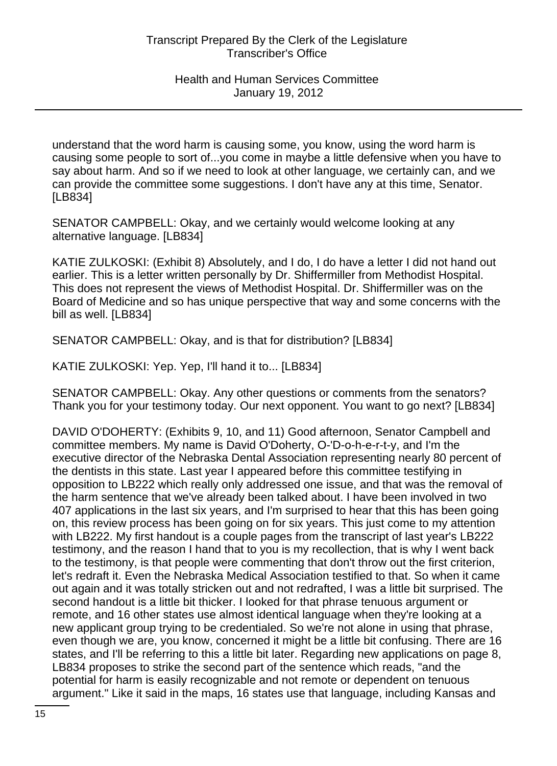understand that the word harm is causing some, you know, using the word harm is causing some people to sort of...you come in maybe a little defensive when you have to say about harm. And so if we need to look at other language, we certainly can, and we can provide the committee some suggestions. I don't have any at this time, Senator. [LB834]

SENATOR CAMPBELL: Okay, and we certainly would welcome looking at any alternative language. [LB834]

KATIE ZULKOSKI: (Exhibit 8) Absolutely, and I do, I do have a letter I did not hand out earlier. This is a letter written personally by Dr. Shiffermiller from Methodist Hospital. This does not represent the views of Methodist Hospital. Dr. Shiffermiller was on the Board of Medicine and so has unique perspective that way and some concerns with the bill as well. [LB834]

SENATOR CAMPBELL: Okay, and is that for distribution? [LB834]

KATIE ZULKOSKI: Yep. Yep, I'll hand it to... [LB834]

SENATOR CAMPBELL: Okay. Any other questions or comments from the senators? Thank you for your testimony today. Our next opponent. You want to go next? [LB834]

DAVID O'DOHERTY: (Exhibits 9, 10, and 11) Good afternoon, Senator Campbell and committee members. My name is David O'Doherty, O-'D-o-h-e-r-t-y, and I'm the executive director of the Nebraska Dental Association representing nearly 80 percent of the dentists in this state. Last year I appeared before this committee testifying in opposition to LB222 which really only addressed one issue, and that was the removal of the harm sentence that we've already been talked about. I have been involved in two 407 applications in the last six years, and I'm surprised to hear that this has been going on, this review process has been going on for six years. This just come to my attention with LB222. My first handout is a couple pages from the transcript of last year's LB222 testimony, and the reason I hand that to you is my recollection, that is why I went back to the testimony, is that people were commenting that don't throw out the first criterion, let's redraft it. Even the Nebraska Medical Association testified to that. So when it came out again and it was totally stricken out and not redrafted, I was a little bit surprised. The second handout is a little bit thicker. I looked for that phrase tenuous argument or remote, and 16 other states use almost identical language when they're looking at a new applicant group trying to be credentialed. So we're not alone in using that phrase, even though we are, you know, concerned it might be a little bit confusing. There are 16 states, and I'll be referring to this a little bit later. Regarding new applications on page 8, LB834 proposes to strike the second part of the sentence which reads, "and the potential for harm is easily recognizable and not remote or dependent on tenuous argument." Like it said in the maps, 16 states use that language, including Kansas and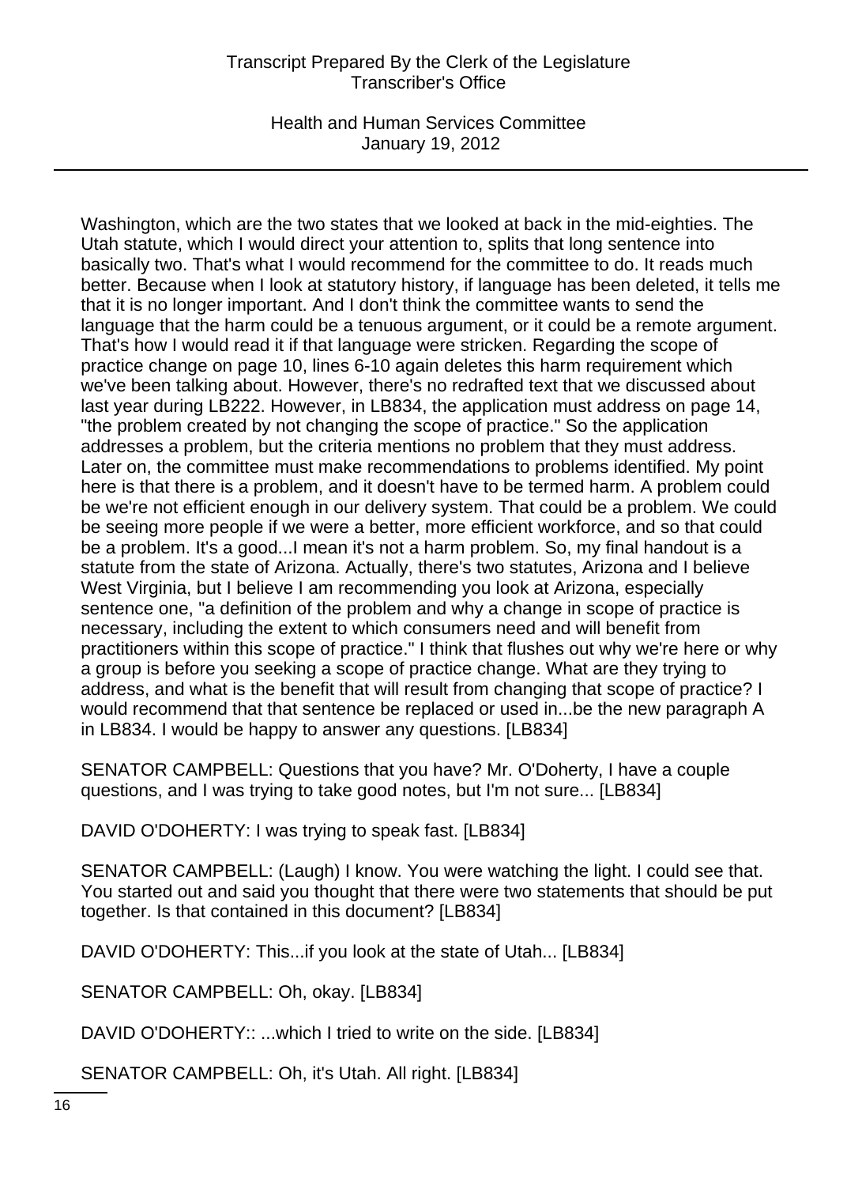Washington, which are the two states that we looked at back in the mid-eighties. The Utah statute, which I would direct your attention to, splits that long sentence into basically two. That's what I would recommend for the committee to do. It reads much better. Because when I look at statutory history, if language has been deleted, it tells me that it is no longer important. And I don't think the committee wants to send the language that the harm could be a tenuous argument, or it could be a remote argument. That's how I would read it if that language were stricken. Regarding the scope of practice change on page 10, lines 6-10 again deletes this harm requirement which we've been talking about. However, there's no redrafted text that we discussed about last year during LB222. However, in LB834, the application must address on page 14, "the problem created by not changing the scope of practice." So the application addresses a problem, but the criteria mentions no problem that they must address. Later on, the committee must make recommendations to problems identified. My point here is that there is a problem, and it doesn't have to be termed harm. A problem could be we're not efficient enough in our delivery system. That could be a problem. We could be seeing more people if we were a better, more efficient workforce, and so that could be a problem. It's a good...I mean it's not a harm problem. So, my final handout is a statute from the state of Arizona. Actually, there's two statutes, Arizona and I believe West Virginia, but I believe I am recommending you look at Arizona, especially sentence one, "a definition of the problem and why a change in scope of practice is necessary, including the extent to which consumers need and will benefit from practitioners within this scope of practice." I think that flushes out why we're here or why a group is before you seeking a scope of practice change. What are they trying to address, and what is the benefit that will result from changing that scope of practice? I would recommend that that sentence be replaced or used in...be the new paragraph A in LB834. I would be happy to answer any questions. [LB834]

SENATOR CAMPBELL: Questions that you have? Mr. O'Doherty, I have a couple questions, and I was trying to take good notes, but I'm not sure... [LB834]

DAVID O'DOHERTY: I was trying to speak fast. [LB834]

SENATOR CAMPBELL: (Laugh) I know. You were watching the light. I could see that. You started out and said you thought that there were two statements that should be put together. Is that contained in this document? [LB834]

DAVID O'DOHERTY: This...if you look at the state of Utah... [LB834]

SENATOR CAMPBELL: Oh, okay. [LB834]

DAVID O'DOHERTY:: ...which I tried to write on the side. [LB834]

SENATOR CAMPBELL: Oh, it's Utah. All right. [LB834]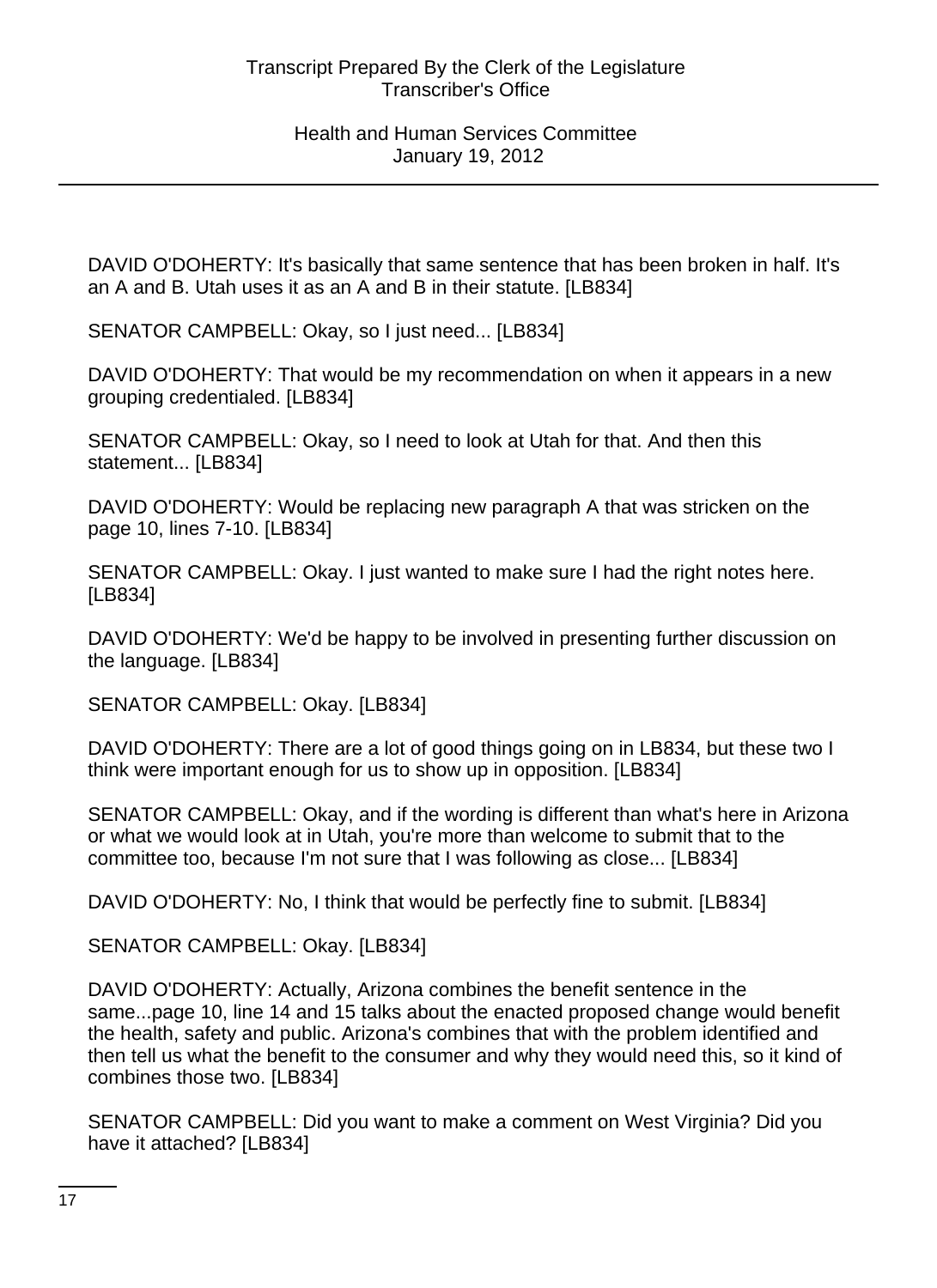DAVID O'DOHERTY: It's basically that same sentence that has been broken in half. It's an A and B. Utah uses it as an A and B in their statute. [LB834]

SENATOR CAMPBELL: Okay, so I just need... [LB834]

DAVID O'DOHERTY: That would be my recommendation on when it appears in a new grouping credentialed. [LB834]

SENATOR CAMPBELL: Okay, so I need to look at Utah for that. And then this statement... [LB834]

DAVID O'DOHERTY: Would be replacing new paragraph A that was stricken on the page 10, lines 7-10. [LB834]

SENATOR CAMPBELL: Okay. I just wanted to make sure I had the right notes here. [LB834]

DAVID O'DOHERTY: We'd be happy to be involved in presenting further discussion on the language. [LB834]

SENATOR CAMPBELL: Okay. [LB834]

DAVID O'DOHERTY: There are a lot of good things going on in LB834, but these two I think were important enough for us to show up in opposition. [LB834]

SENATOR CAMPBELL: Okay, and if the wording is different than what's here in Arizona or what we would look at in Utah, you're more than welcome to submit that to the committee too, because I'm not sure that I was following as close... [LB834]

DAVID O'DOHERTY: No, I think that would be perfectly fine to submit. [LB834]

SENATOR CAMPBELL: Okay. [LB834]

DAVID O'DOHERTY: Actually, Arizona combines the benefit sentence in the same...page 10, line 14 and 15 talks about the enacted proposed change would benefit the health, safety and public. Arizona's combines that with the problem identified and then tell us what the benefit to the consumer and why they would need this, so it kind of combines those two. [LB834]

SENATOR CAMPBELL: Did you want to make a comment on West Virginia? Did you have it attached? [LB834]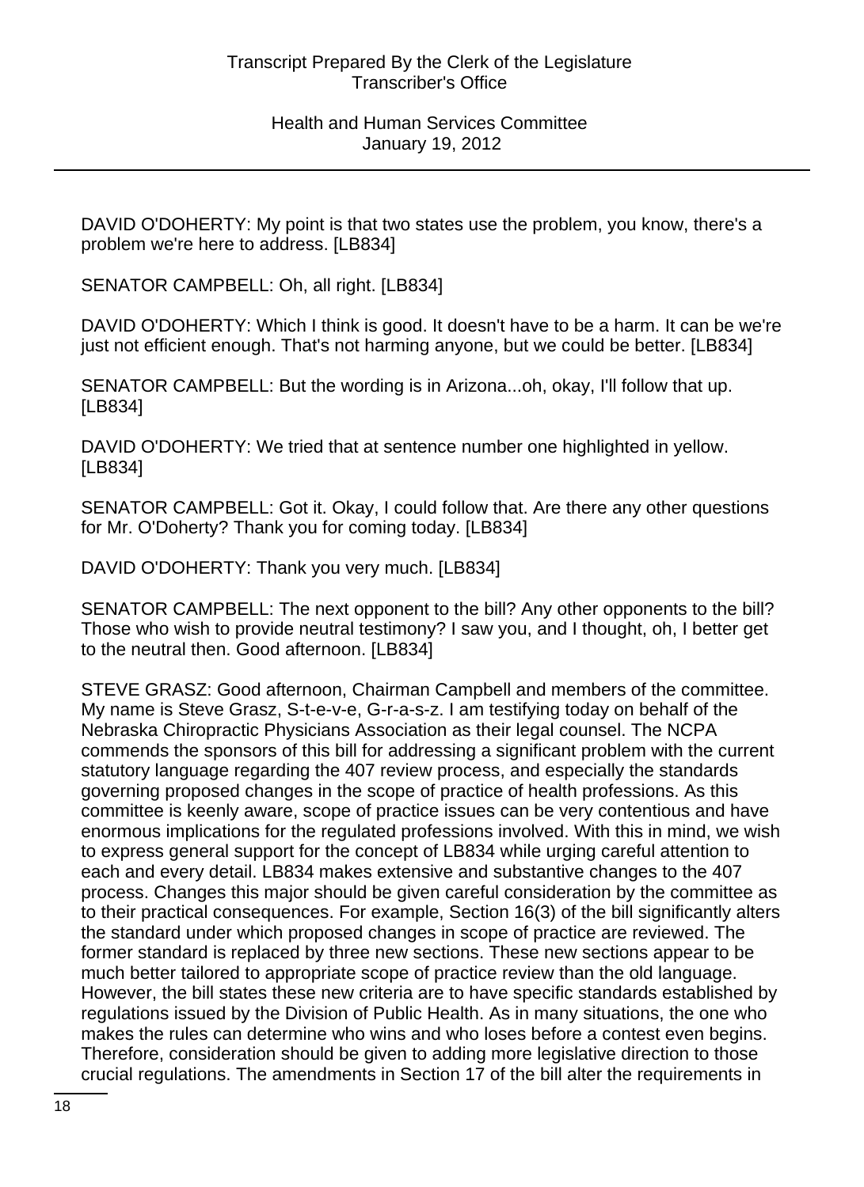DAVID O'DOHERTY: My point is that two states use the problem, you know, there's a problem we're here to address. [LB834]

SENATOR CAMPBELL: Oh, all right. [LB834]

DAVID O'DOHERTY: Which I think is good. It doesn't have to be a harm. It can be we're just not efficient enough. That's not harming anyone, but we could be better. [LB834]

SENATOR CAMPBELL: But the wording is in Arizona...oh, okay, I'll follow that up. [LB834]

DAVID O'DOHERTY: We tried that at sentence number one highlighted in yellow. [LB834]

SENATOR CAMPBELL: Got it. Okay, I could follow that. Are there any other questions for Mr. O'Doherty? Thank you for coming today. [LB834]

DAVID O'DOHERTY: Thank you very much. [LB834]

SENATOR CAMPBELL: The next opponent to the bill? Any other opponents to the bill? Those who wish to provide neutral testimony? I saw you, and I thought, oh, I better get to the neutral then. Good afternoon. [LB834]

STEVE GRASZ: Good afternoon, Chairman Campbell and members of the committee. My name is Steve Grasz, S-t-e-v-e, G-r-a-s-z. I am testifying today on behalf of the Nebraska Chiropractic Physicians Association as their legal counsel. The NCPA commends the sponsors of this bill for addressing a significant problem with the current statutory language regarding the 407 review process, and especially the standards governing proposed changes in the scope of practice of health professions. As this committee is keenly aware, scope of practice issues can be very contentious and have enormous implications for the regulated professions involved. With this in mind, we wish to express general support for the concept of LB834 while urging careful attention to each and every detail. LB834 makes extensive and substantive changes to the 407 process. Changes this major should be given careful consideration by the committee as to their practical consequences. For example, Section 16(3) of the bill significantly alters the standard under which proposed changes in scope of practice are reviewed. The former standard is replaced by three new sections. These new sections appear to be much better tailored to appropriate scope of practice review than the old language. However, the bill states these new criteria are to have specific standards established by regulations issued by the Division of Public Health. As in many situations, the one who makes the rules can determine who wins and who loses before a contest even begins. Therefore, consideration should be given to adding more legislative direction to those crucial regulations. The amendments in Section 17 of the bill alter the requirements in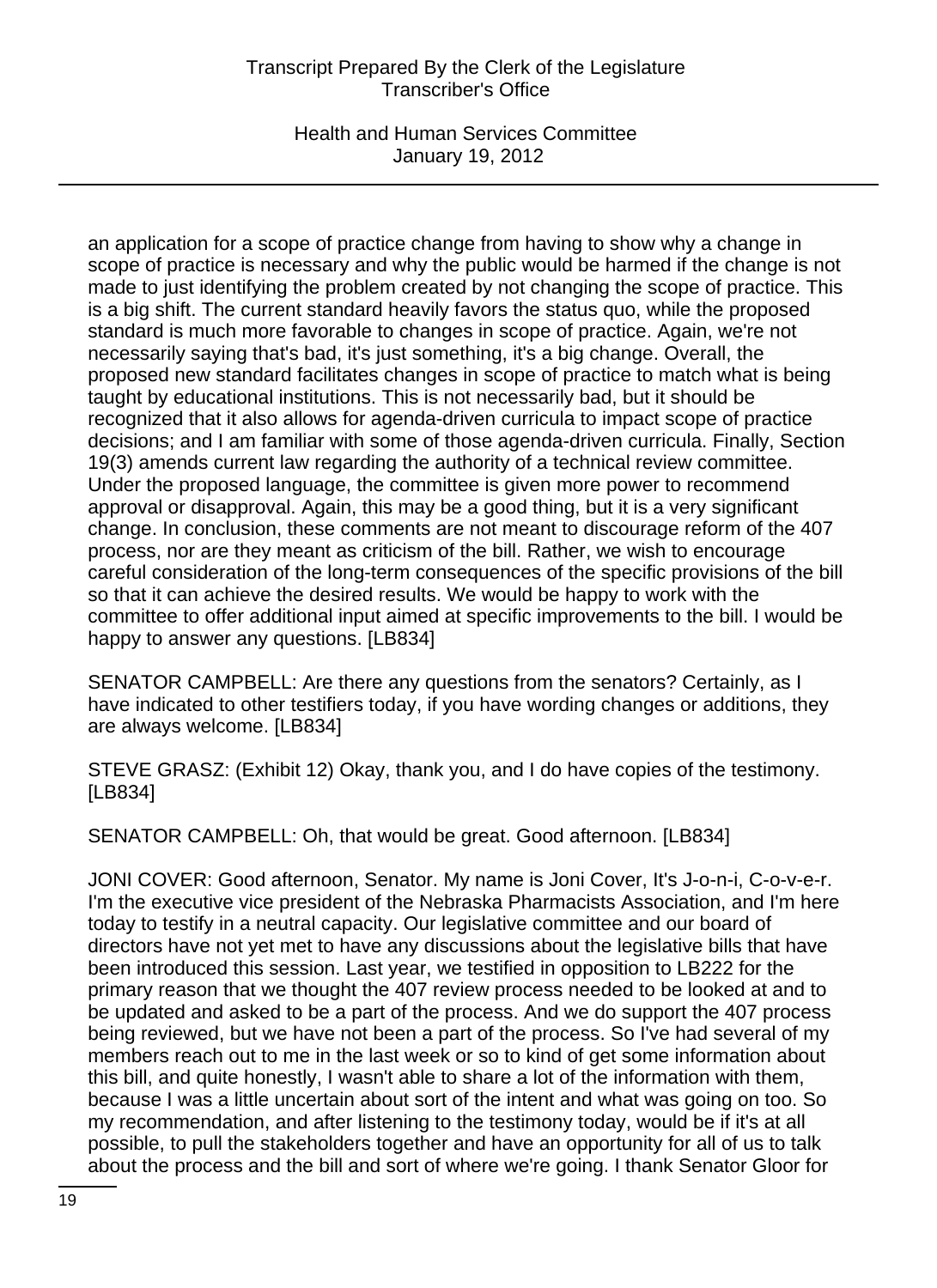an application for a scope of practice change from having to show why a change in scope of practice is necessary and why the public would be harmed if the change is not made to just identifying the problem created by not changing the scope of practice. This is a big shift. The current standard heavily favors the status quo, while the proposed standard is much more favorable to changes in scope of practice. Again, we're not necessarily saying that's bad, it's just something, it's a big change. Overall, the proposed new standard facilitates changes in scope of practice to match what is being taught by educational institutions. This is not necessarily bad, but it should be recognized that it also allows for agenda-driven curricula to impact scope of practice decisions; and I am familiar with some of those agenda-driven curricula. Finally, Section 19(3) amends current law regarding the authority of a technical review committee. Under the proposed language, the committee is given more power to recommend approval or disapproval. Again, this may be a good thing, but it is a very significant change. In conclusion, these comments are not meant to discourage reform of the 407 process, nor are they meant as criticism of the bill. Rather, we wish to encourage careful consideration of the long-term consequences of the specific provisions of the bill so that it can achieve the desired results. We would be happy to work with the committee to offer additional input aimed at specific improvements to the bill. I would be happy to answer any questions. [LB834]

SENATOR CAMPBELL: Are there any questions from the senators? Certainly, as I have indicated to other testifiers today, if you have wording changes or additions, they are always welcome. [LB834]

STEVE GRASZ: (Exhibit 12) Okay, thank you, and I do have copies of the testimony. [LB834]

SENATOR CAMPBELL: Oh, that would be great. Good afternoon. [LB834]

JONI COVER: Good afternoon, Senator. My name is Joni Cover, It's J-o-n-i, C-o-v-e-r. I'm the executive vice president of the Nebraska Pharmacists Association, and I'm here today to testify in a neutral capacity. Our legislative committee and our board of directors have not yet met to have any discussions about the legislative bills that have been introduced this session. Last year, we testified in opposition to LB222 for the primary reason that we thought the 407 review process needed to be looked at and to be updated and asked to be a part of the process. And we do support the 407 process being reviewed, but we have not been a part of the process. So I've had several of my members reach out to me in the last week or so to kind of get some information about this bill, and quite honestly, I wasn't able to share a lot of the information with them, because I was a little uncertain about sort of the intent and what was going on too. So my recommendation, and after listening to the testimony today, would be if it's at all possible, to pull the stakeholders together and have an opportunity for all of us to talk about the process and the bill and sort of where we're going. I thank Senator Gloor for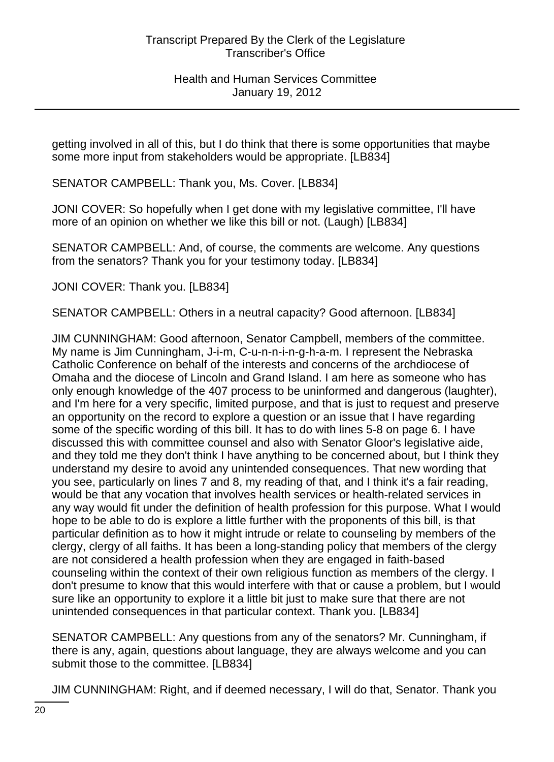getting involved in all of this, but I do think that there is some opportunities that maybe some more input from stakeholders would be appropriate. [LB834]

SENATOR CAMPBELL: Thank you, Ms. Cover. [LB834]

JONI COVER: So hopefully when I get done with my legislative committee, I'll have more of an opinion on whether we like this bill or not. (Laugh) [LB834]

SENATOR CAMPBELL: And, of course, the comments are welcome. Any questions from the senators? Thank you for your testimony today. [LB834]

JONI COVER: Thank you. [LB834]

SENATOR CAMPBELL: Others in a neutral capacity? Good afternoon. [LB834]

JIM CUNNINGHAM: Good afternoon, Senator Campbell, members of the committee. My name is Jim Cunningham, J-i-m, C-u-n-n-i-n-g-h-a-m. I represent the Nebraska Catholic Conference on behalf of the interests and concerns of the archdiocese of Omaha and the diocese of Lincoln and Grand Island. I am here as someone who has only enough knowledge of the 407 process to be uninformed and dangerous (laughter), and I'm here for a very specific, limited purpose, and that is just to request and preserve an opportunity on the record to explore a question or an issue that I have regarding some of the specific wording of this bill. It has to do with lines 5-8 on page 6. I have discussed this with committee counsel and also with Senator Gloor's legislative aide, and they told me they don't think I have anything to be concerned about, but I think they understand my desire to avoid any unintended consequences. That new wording that you see, particularly on lines 7 and 8, my reading of that, and I think it's a fair reading, would be that any vocation that involves health services or health-related services in any way would fit under the definition of health profession for this purpose. What I would hope to be able to do is explore a little further with the proponents of this bill, is that particular definition as to how it might intrude or relate to counseling by members of the clergy, clergy of all faiths. It has been a long-standing policy that members of the clergy are not considered a health profession when they are engaged in faith-based counseling within the context of their own religious function as members of the clergy. I don't presume to know that this would interfere with that or cause a problem, but I would sure like an opportunity to explore it a little bit just to make sure that there are not unintended consequences in that particular context. Thank you. [LB834]

SENATOR CAMPBELL: Any questions from any of the senators? Mr. Cunningham, if there is any, again, questions about language, they are always welcome and you can submit those to the committee. [LB834]

JIM CUNNINGHAM: Right, and if deemed necessary, I will do that, Senator. Thank you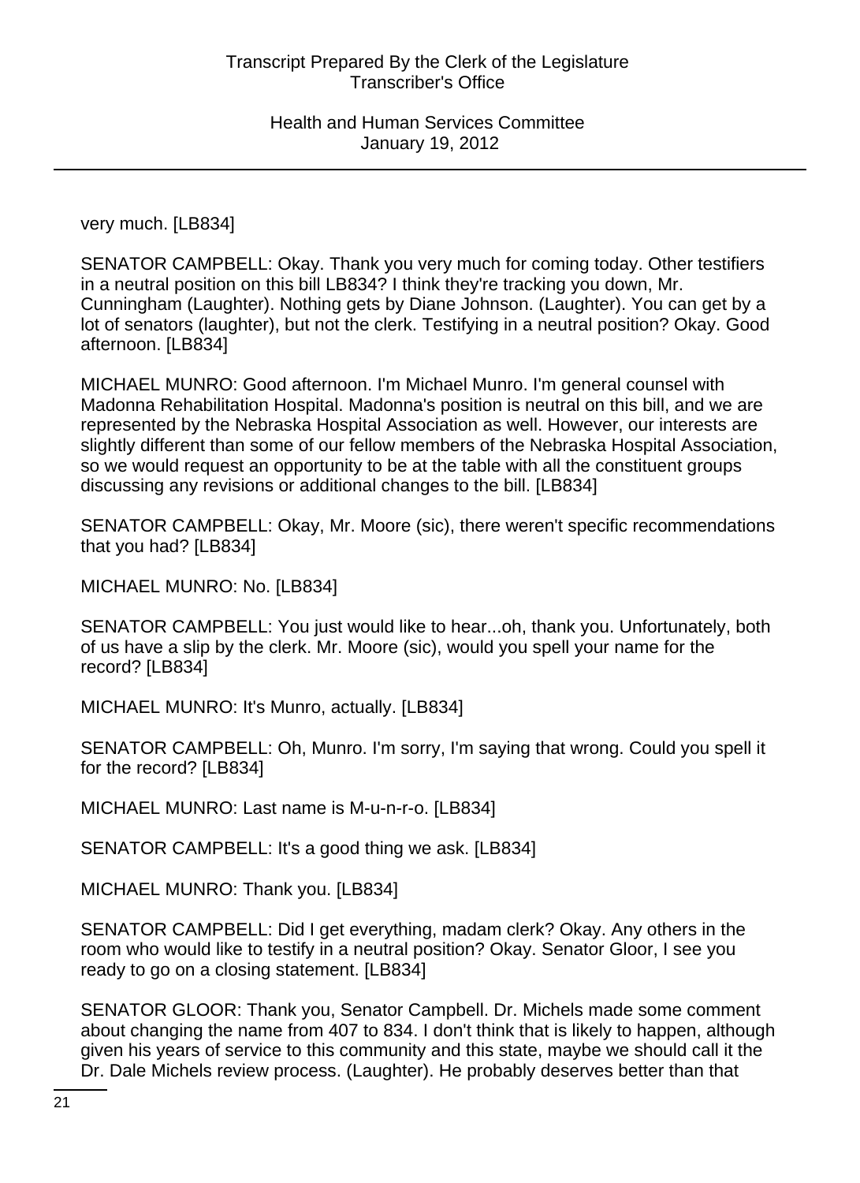very much. [LB834]

SENATOR CAMPBELL: Okay. Thank you very much for coming today. Other testifiers in a neutral position on this bill LB834? I think they're tracking you down, Mr. Cunningham (Laughter). Nothing gets by Diane Johnson. (Laughter). You can get by a lot of senators (laughter), but not the clerk. Testifying in a neutral position? Okay. Good afternoon. [LB834]

MICHAEL MUNRO: Good afternoon. I'm Michael Munro. I'm general counsel with Madonna Rehabilitation Hospital. Madonna's position is neutral on this bill, and we are represented by the Nebraska Hospital Association as well. However, our interests are slightly different than some of our fellow members of the Nebraska Hospital Association, so we would request an opportunity to be at the table with all the constituent groups discussing any revisions or additional changes to the bill. [LB834]

SENATOR CAMPBELL: Okay, Mr. Moore (sic), there weren't specific recommendations that you had? [LB834]

MICHAEL MUNRO: No. [LB834]

SENATOR CAMPBELL: You just would like to hear...oh, thank you. Unfortunately, both of us have a slip by the clerk. Mr. Moore (sic), would you spell your name for the record? [LB834]

MICHAEL MUNRO: It's Munro, actually. [LB834]

SENATOR CAMPBELL: Oh, Munro. I'm sorry, I'm saying that wrong. Could you spell it for the record? [LB834]

MICHAEL MUNRO: Last name is M-u-n-r-o. [LB834]

SENATOR CAMPBELL: It's a good thing we ask. [LB834]

MICHAEL MUNRO: Thank you. [LB834]

SENATOR CAMPBELL: Did I get everything, madam clerk? Okay. Any others in the room who would like to testify in a neutral position? Okay. Senator Gloor, I see you ready to go on a closing statement. [LB834]

SENATOR GLOOR: Thank you, Senator Campbell. Dr. Michels made some comment about changing the name from 407 to 834. I don't think that is likely to happen, although given his years of service to this community and this state, maybe we should call it the Dr. Dale Michels review process. (Laughter). He probably deserves better than that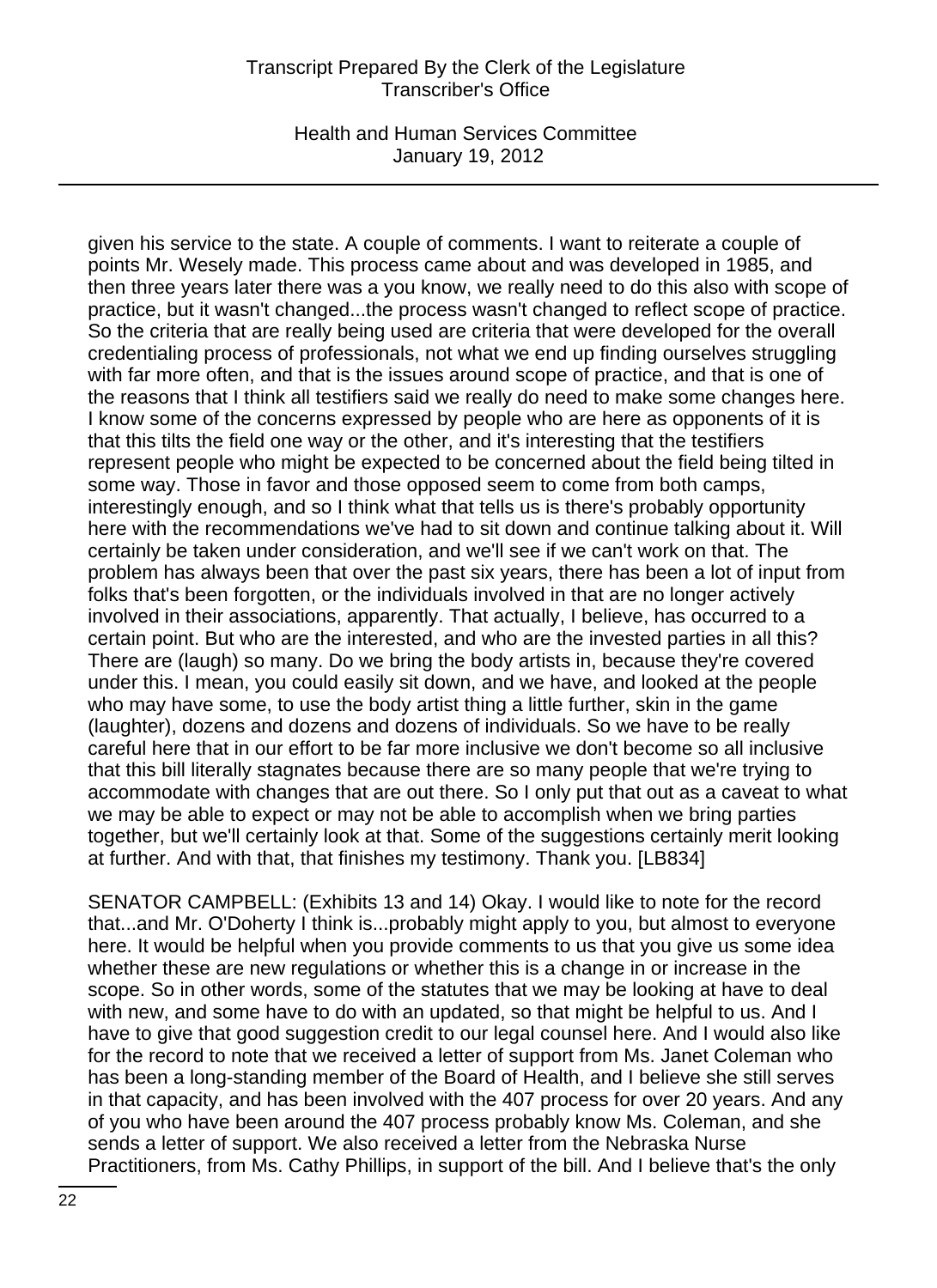given his service to the state. A couple of comments. I want to reiterate a couple of points Mr. Wesely made. This process came about and was developed in 1985, and then three years later there was a you know, we really need to do this also with scope of practice, but it wasn't changed...the process wasn't changed to reflect scope of practice. So the criteria that are really being used are criteria that were developed for the overall credentialing process of professionals, not what we end up finding ourselves struggling with far more often, and that is the issues around scope of practice, and that is one of the reasons that I think all testifiers said we really do need to make some changes here. I know some of the concerns expressed by people who are here as opponents of it is that this tilts the field one way or the other, and it's interesting that the testifiers represent people who might be expected to be concerned about the field being tilted in some way. Those in favor and those opposed seem to come from both camps, interestingly enough, and so I think what that tells us is there's probably opportunity here with the recommendations we've had to sit down and continue talking about it. Will certainly be taken under consideration, and we'll see if we can't work on that. The problem has always been that over the past six years, there has been a lot of input from folks that's been forgotten, or the individuals involved in that are no longer actively involved in their associations, apparently. That actually, I believe, has occurred to a certain point. But who are the interested, and who are the invested parties in all this? There are (laugh) so many. Do we bring the body artists in, because they're covered under this. I mean, you could easily sit down, and we have, and looked at the people who may have some, to use the body artist thing a little further, skin in the game (laughter), dozens and dozens and dozens of individuals. So we have to be really careful here that in our effort to be far more inclusive we don't become so all inclusive that this bill literally stagnates because there are so many people that we're trying to accommodate with changes that are out there. So I only put that out as a caveat to what we may be able to expect or may not be able to accomplish when we bring parties together, but we'll certainly look at that. Some of the suggestions certainly merit looking at further. And with that, that finishes my testimony. Thank you. [LB834]

SENATOR CAMPBELL: (Exhibits 13 and 14) Okay. I would like to note for the record that...and Mr. O'Doherty I think is...probably might apply to you, but almost to everyone here. It would be helpful when you provide comments to us that you give us some idea whether these are new regulations or whether this is a change in or increase in the scope. So in other words, some of the statutes that we may be looking at have to deal with new, and some have to do with an updated, so that might be helpful to us. And I have to give that good suggestion credit to our legal counsel here. And I would also like for the record to note that we received a letter of support from Ms. Janet Coleman who has been a long-standing member of the Board of Health, and I believe she still serves in that capacity, and has been involved with the 407 process for over 20 years. And any of you who have been around the 407 process probably know Ms. Coleman, and she sends a letter of support. We also received a letter from the Nebraska Nurse Practitioners, from Ms. Cathy Phillips, in support of the bill. And I believe that's the only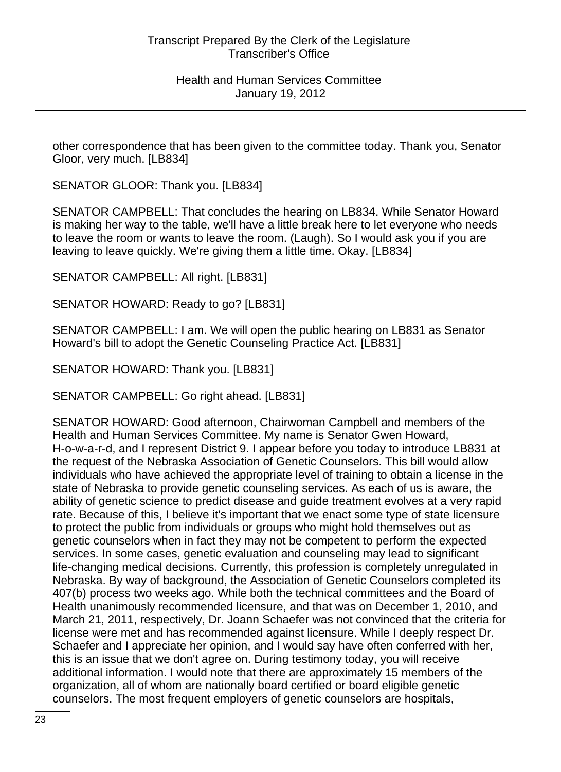other correspondence that has been given to the committee today. Thank you, Senator Gloor, very much. [LB834]

SENATOR GLOOR: Thank you. [LB834]

SENATOR CAMPBELL: That concludes the hearing on LB834. While Senator Howard is making her way to the table, we'll have a little break here to let everyone who needs to leave the room or wants to leave the room. (Laugh). So I would ask you if you are leaving to leave quickly. We're giving them a little time. Okay. [LB834]

SENATOR CAMPBELL: All right. [LB831]

SENATOR HOWARD: Ready to go? [LB831]

SENATOR CAMPBELL: I am. We will open the public hearing on LB831 as Senator Howard's bill to adopt the Genetic Counseling Practice Act. [LB831]

SENATOR HOWARD: Thank you. [LB831]

SENATOR CAMPBELL: Go right ahead. [LB831]

SENATOR HOWARD: Good afternoon, Chairwoman Campbell and members of the Health and Human Services Committee. My name is Senator Gwen Howard, H-o-w-a-r-d, and I represent District 9. I appear before you today to introduce LB831 at the request of the Nebraska Association of Genetic Counselors. This bill would allow individuals who have achieved the appropriate level of training to obtain a license in the state of Nebraska to provide genetic counseling services. As each of us is aware, the ability of genetic science to predict disease and guide treatment evolves at a very rapid rate. Because of this, I believe it's important that we enact some type of state licensure to protect the public from individuals or groups who might hold themselves out as genetic counselors when in fact they may not be competent to perform the expected services. In some cases, genetic evaluation and counseling may lead to significant life-changing medical decisions. Currently, this profession is completely unregulated in Nebraska. By way of background, the Association of Genetic Counselors completed its 407(b) process two weeks ago. While both the technical committees and the Board of Health unanimously recommended licensure, and that was on December 1, 2010, and March 21, 2011, respectively, Dr. Joann Schaefer was not convinced that the criteria for license were met and has recommended against licensure. While I deeply respect Dr. Schaefer and I appreciate her opinion, and I would say have often conferred with her, this is an issue that we don't agree on. During testimony today, you will receive additional information. I would note that there are approximately 15 members of the organization, all of whom are nationally board certified or board eligible genetic counselors. The most frequent employers of genetic counselors are hospitals,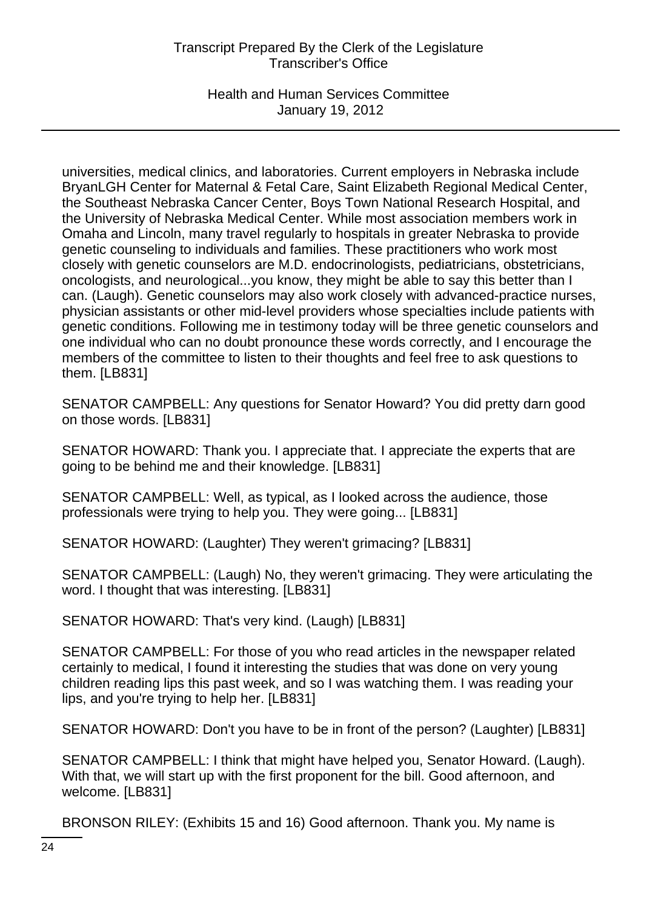universities, medical clinics, and laboratories. Current employers in Nebraska include BryanLGH Center for Maternal & Fetal Care, Saint Elizabeth Regional Medical Center, the Southeast Nebraska Cancer Center, Boys Town National Research Hospital, and the University of Nebraska Medical Center. While most association members work in Omaha and Lincoln, many travel regularly to hospitals in greater Nebraska to provide genetic counseling to individuals and families. These practitioners who work most closely with genetic counselors are M.D. endocrinologists, pediatricians, obstetricians, oncologists, and neurological...you know, they might be able to say this better than I can. (Laugh). Genetic counselors may also work closely with advanced-practice nurses, physician assistants or other mid-level providers whose specialties include patients with genetic conditions. Following me in testimony today will be three genetic counselors and one individual who can no doubt pronounce these words correctly, and I encourage the members of the committee to listen to their thoughts and feel free to ask questions to them. [LB831]

SENATOR CAMPBELL: Any questions for Senator Howard? You did pretty darn good on those words. [LB831]

SENATOR HOWARD: Thank you. I appreciate that. I appreciate the experts that are going to be behind me and their knowledge. [LB831]

SENATOR CAMPBELL: Well, as typical, as I looked across the audience, those professionals were trying to help you. They were going... [LB831]

SENATOR HOWARD: (Laughter) They weren't grimacing? [LB831]

SENATOR CAMPBELL: (Laugh) No, they weren't grimacing. They were articulating the word. I thought that was interesting. [LB831]

SENATOR HOWARD: That's very kind. (Laugh) [LB831]

SENATOR CAMPBELL: For those of you who read articles in the newspaper related certainly to medical, I found it interesting the studies that was done on very young children reading lips this past week, and so I was watching them. I was reading your lips, and you're trying to help her. [LB831]

SENATOR HOWARD: Don't you have to be in front of the person? (Laughter) [LB831]

SENATOR CAMPBELL: I think that might have helped you, Senator Howard. (Laugh). With that, we will start up with the first proponent for the bill. Good afternoon, and welcome. [LB831]

BRONSON RILEY: (Exhibits 15 and 16) Good afternoon. Thank you. My name is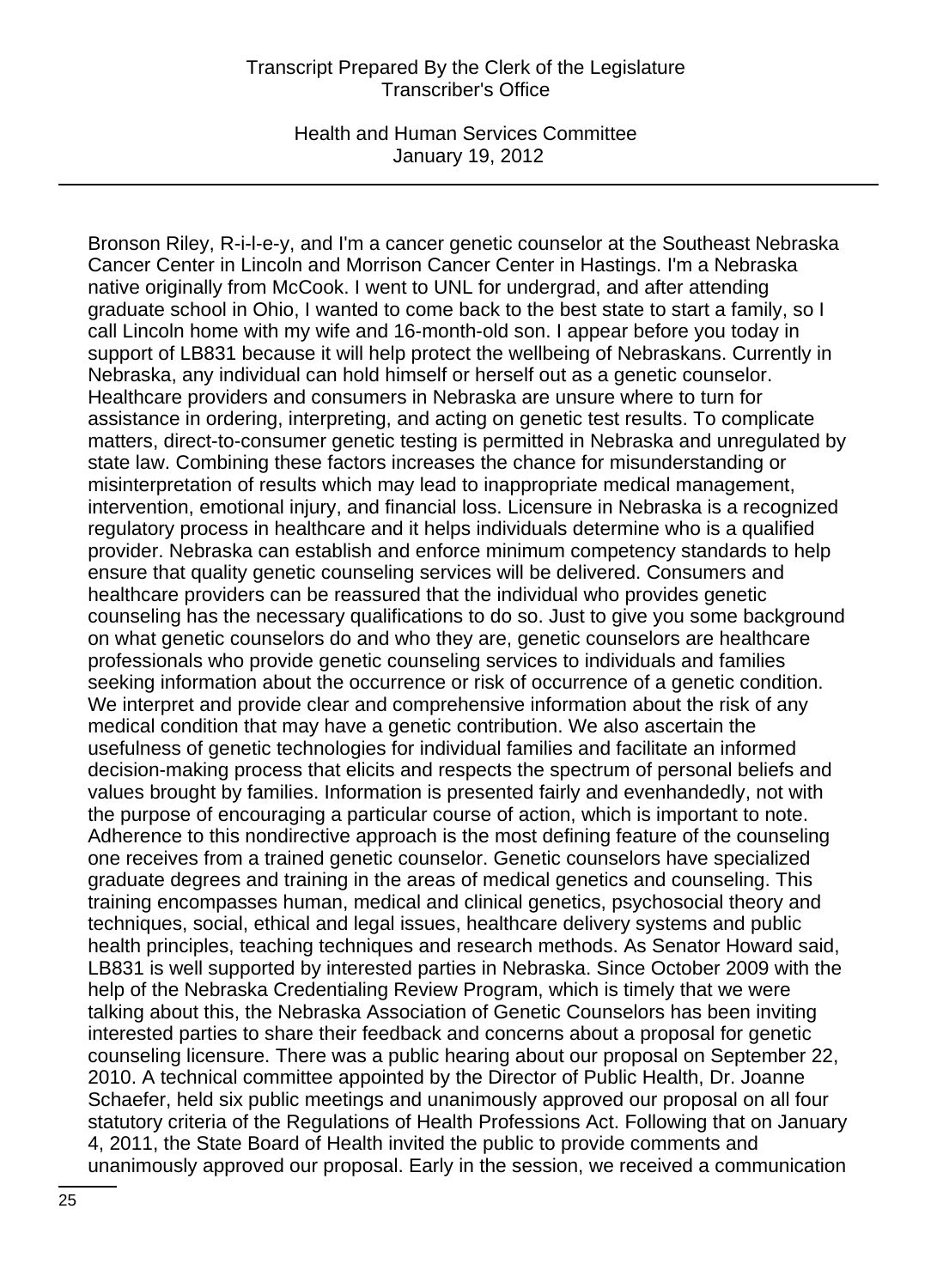Bronson Riley, R-i-l-e-y, and I'm a cancer genetic counselor at the Southeast Nebraska Cancer Center in Lincoln and Morrison Cancer Center in Hastings. I'm a Nebraska native originally from McCook. I went to UNL for undergrad, and after attending graduate school in Ohio, I wanted to come back to the best state to start a family, so I call Lincoln home with my wife and 16-month-old son. I appear before you today in support of LB831 because it will help protect the wellbeing of Nebraskans. Currently in Nebraska, any individual can hold himself or herself out as a genetic counselor. Healthcare providers and consumers in Nebraska are unsure where to turn for assistance in ordering, interpreting, and acting on genetic test results. To complicate matters, direct-to-consumer genetic testing is permitted in Nebraska and unregulated by state law. Combining these factors increases the chance for misunderstanding or misinterpretation of results which may lead to inappropriate medical management, intervention, emotional injury, and financial loss. Licensure in Nebraska is a recognized regulatory process in healthcare and it helps individuals determine who is a qualified provider. Nebraska can establish and enforce minimum competency standards to help ensure that quality genetic counseling services will be delivered. Consumers and healthcare providers can be reassured that the individual who provides genetic counseling has the necessary qualifications to do so. Just to give you some background on what genetic counselors do and who they are, genetic counselors are healthcare professionals who provide genetic counseling services to individuals and families seeking information about the occurrence or risk of occurrence of a genetic condition. We interpret and provide clear and comprehensive information about the risk of any medical condition that may have a genetic contribution. We also ascertain the usefulness of genetic technologies for individual families and facilitate an informed decision-making process that elicits and respects the spectrum of personal beliefs and values brought by families. Information is presented fairly and evenhandedly, not with the purpose of encouraging a particular course of action, which is important to note. Adherence to this nondirective approach is the most defining feature of the counseling one receives from a trained genetic counselor. Genetic counselors have specialized graduate degrees and training in the areas of medical genetics and counseling. This training encompasses human, medical and clinical genetics, psychosocial theory and techniques, social, ethical and legal issues, healthcare delivery systems and public health principles, teaching techniques and research methods. As Senator Howard said, LB831 is well supported by interested parties in Nebraska. Since October 2009 with the help of the Nebraska Credentialing Review Program, which is timely that we were talking about this, the Nebraska Association of Genetic Counselors has been inviting interested parties to share their feedback and concerns about a proposal for genetic counseling licensure. There was a public hearing about our proposal on September 22, 2010. A technical committee appointed by the Director of Public Health, Dr. Joanne Schaefer, held six public meetings and unanimously approved our proposal on all four statutory criteria of the Regulations of Health Professions Act. Following that on January 4, 2011, the State Board of Health invited the public to provide comments and unanimously approved our proposal. Early in the session, we received a communication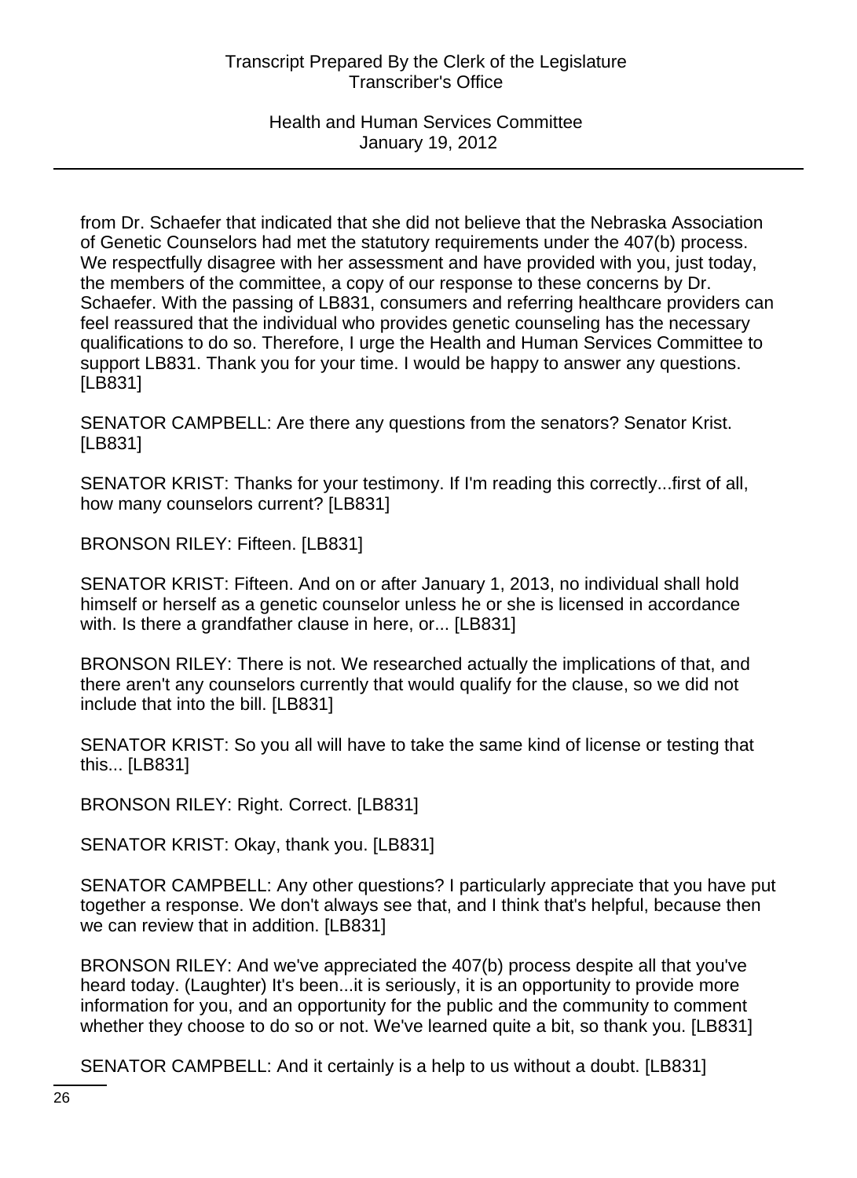from Dr. Schaefer that indicated that she did not believe that the Nebraska Association of Genetic Counselors had met the statutory requirements under the 407(b) process. We respectfully disagree with her assessment and have provided with you, just today, the members of the committee, a copy of our response to these concerns by Dr. Schaefer. With the passing of LB831, consumers and referring healthcare providers can feel reassured that the individual who provides genetic counseling has the necessary qualifications to do so. Therefore, I urge the Health and Human Services Committee to support LB831. Thank you for your time. I would be happy to answer any questions. [LB831]

SENATOR CAMPBELL: Are there any questions from the senators? Senator Krist. [LB831]

SENATOR KRIST: Thanks for your testimony. If I'm reading this correctly...first of all, how many counselors current? [LB831]

BRONSON RILEY: Fifteen. [LB831]

SENATOR KRIST: Fifteen. And on or after January 1, 2013, no individual shall hold himself or herself as a genetic counselor unless he or she is licensed in accordance with. Is there a grandfather clause in here, or... [LB831]

BRONSON RILEY: There is not. We researched actually the implications of that, and there aren't any counselors currently that would qualify for the clause, so we did not include that into the bill. [LB831]

SENATOR KRIST: So you all will have to take the same kind of license or testing that this... [LB831]

BRONSON RILEY: Right. Correct. [LB831]

SENATOR KRIST: Okay, thank you. [LB831]

SENATOR CAMPBELL: Any other questions? I particularly appreciate that you have put together a response. We don't always see that, and I think that's helpful, because then we can review that in addition. [LB831]

BRONSON RILEY: And we've appreciated the 407(b) process despite all that you've heard today. (Laughter) It's been...it is seriously, it is an opportunity to provide more information for you, and an opportunity for the public and the community to comment whether they choose to do so or not. We've learned quite a bit, so thank you. [LB831]

SENATOR CAMPBELL: And it certainly is a help to us without a doubt. [LB831]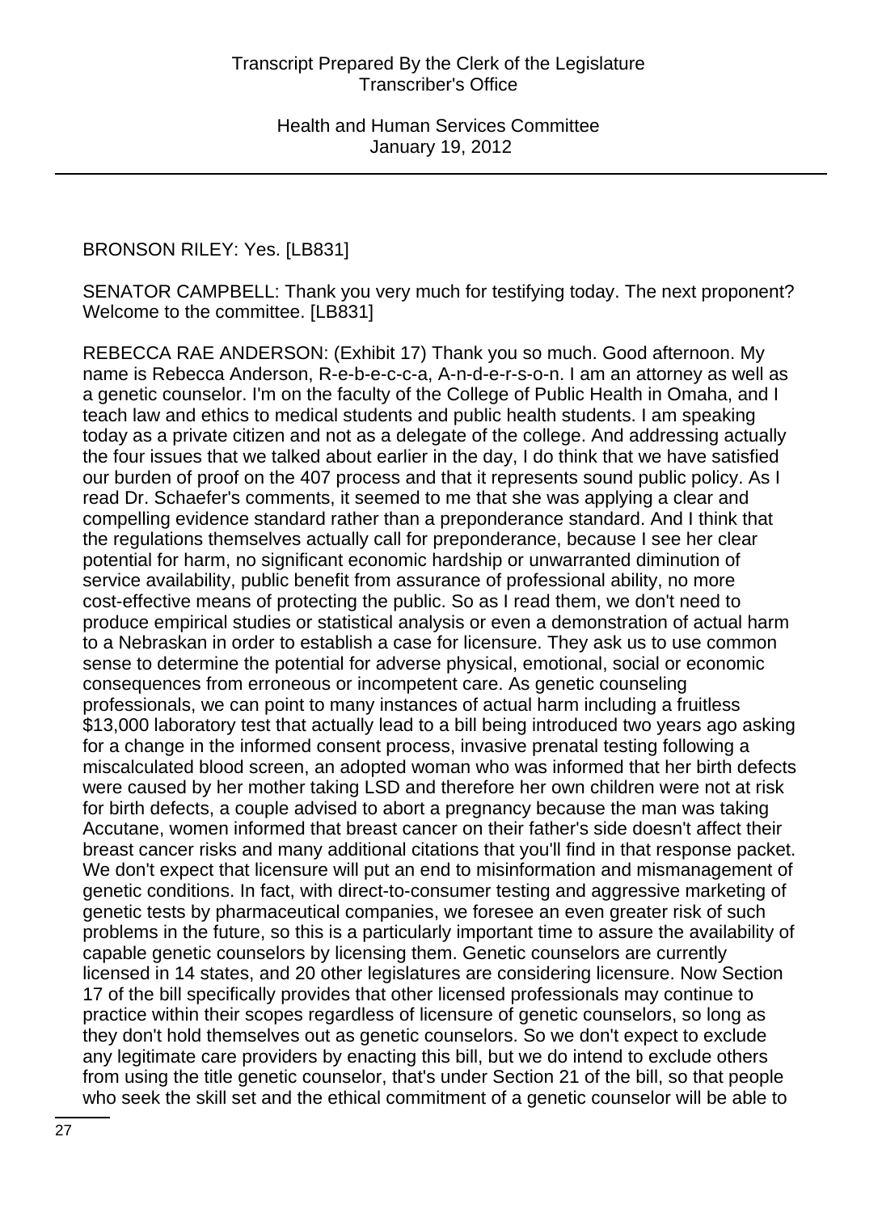BRONSON RILEY: Yes. [LB831]

SENATOR CAMPBELL: Thank you very much for testifying today. The next proponent? Welcome to the committee. [LB831]

REBECCA RAE ANDERSON: (Exhibit 17) Thank you so much. Good afternoon. My name is Rebecca Anderson, R-e-b-e-c-c-a, A-n-d-e-r-s-o-n. I am an attorney as well as a genetic counselor. I'm on the faculty of the College of Public Health in Omaha, and I teach law and ethics to medical students and public health students. I am speaking today as a private citizen and not as a delegate of the college. And addressing actually the four issues that we talked about earlier in the day, I do think that we have satisfied our burden of proof on the 407 process and that it represents sound public policy. As I read Dr. Schaefer's comments, it seemed to me that she was applying a clear and compelling evidence standard rather than a preponderance standard. And I think that the regulations themselves actually call for preponderance, because I see her clear potential for harm, no significant economic hardship or unwarranted diminution of service availability, public benefit from assurance of professional ability, no more cost-effective means of protecting the public. So as I read them, we don't need to produce empirical studies or statistical analysis or even a demonstration of actual harm to a Nebraskan in order to establish a case for licensure. They ask us to use common sense to determine the potential for adverse physical, emotional, social or economic consequences from erroneous or incompetent care. As genetic counseling professionals, we can point to many instances of actual harm including a fruitless $13,000 laboratory test that actually lead to a bill being introduced two years ago asking for a change in the informed consent process, invasive prenatal testing following a miscalculated blood screen, an adopted woman who was informed that her birth defects were caused by her mother taking LSD and therefore her own children were not at risk for birth defects, a couple advised to abort a pregnancy because the man was taking Accutane, women informed that breast cancer on their father's side doesn't affect their breast cancer risks and many additional citations that you'll find in that response packet. We don't expect that licensure will put an end to misinformation and mismanagement of genetic conditions. In fact, with direct-to-consumer testing and aggressive marketing of genetic tests by pharmaceutical companies, we foresee an even greater risk of such problems in the future, so this is a particularly important time to assure the availability of capable genetic counselors by licensing them. Genetic counselors are currently licensed in 14 states, and 20 other legislatures are considering licensure. Now Section 17 of the bill specifically provides that other licensed professionals may continue to practice within their scopes regardless of licensure of genetic counselors, so long as they don't hold themselves out as genetic counselors. So we don't expect to exclude any legitimate care providers by enacting this bill, but we do intend to exclude others from using the title genetic counselor, that's under Section 21 of the bill, so that people who seek the skill set and the ethical commitment of a genetic counselor will be able to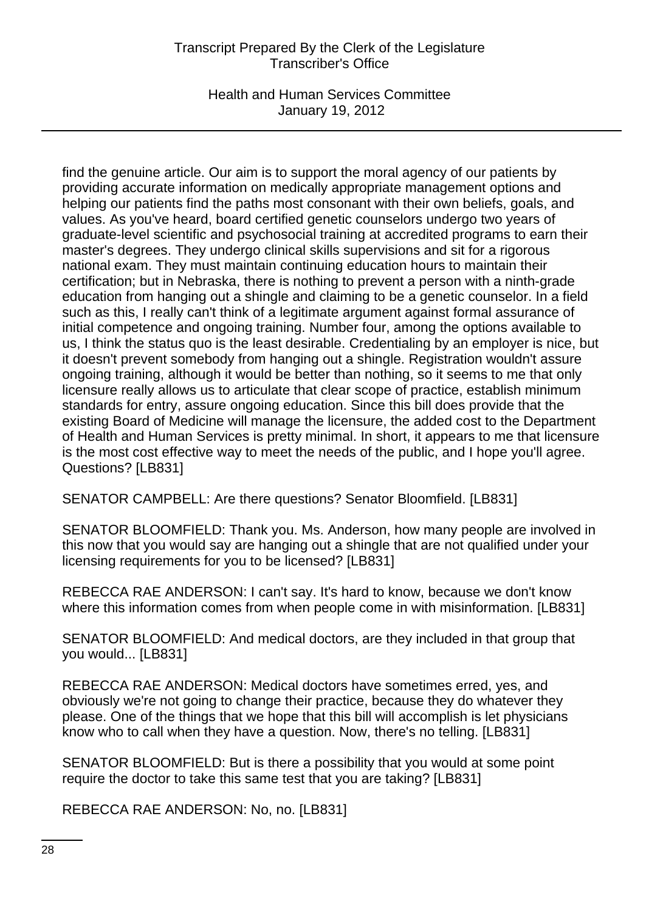find the genuine article. Our aim is to support the moral agency of our patients by providing accurate information on medically appropriate management options and helping our patients find the paths most consonant with their own beliefs, goals, and values. As you've heard, board certified genetic counselors undergo two years of graduate-level scientific and psychosocial training at accredited programs to earn their master's degrees. They undergo clinical skills supervisions and sit for a rigorous national exam. They must maintain continuing education hours to maintain their certification; but in Nebraska, there is nothing to prevent a person with a ninth-grade education from hanging out a shingle and claiming to be a genetic counselor. In a field such as this, I really can't think of a legitimate argument against formal assurance of initial competence and ongoing training. Number four, among the options available to us, I think the status quo is the least desirable. Credentialing by an employer is nice, but it doesn't prevent somebody from hanging out a shingle. Registration wouldn't assure ongoing training, although it would be better than nothing, so it seems to me that only licensure really allows us to articulate that clear scope of practice, establish minimum standards for entry, assure ongoing education. Since this bill does provide that the existing Board of Medicine will manage the licensure, the added cost to the Department of Health and Human Services is pretty minimal. In short, it appears to me that licensure is the most cost effective way to meet the needs of the public, and I hope you'll agree. Questions? [LB831]

SENATOR CAMPBELL: Are there questions? Senator Bloomfield. [LB831]

SENATOR BLOOMFIELD: Thank you. Ms. Anderson, how many people are involved in this now that you would say are hanging out a shingle that are not qualified under your licensing requirements for you to be licensed? [LB831]

REBECCA RAE ANDERSON: I can't say. It's hard to know, because we don't know where this information comes from when people come in with misinformation. [LB831]

SENATOR BLOOMFIELD: And medical doctors, are they included in that group that you would... [LB831]

REBECCA RAE ANDERSON: Medical doctors have sometimes erred, yes, and obviously we're not going to change their practice, because they do whatever they please. One of the things that we hope that this bill will accomplish is let physicians know who to call when they have a question. Now, there's no telling. [LB831]

SENATOR BLOOMFIELD: But is there a possibility that you would at some point require the doctor to take this same test that you are taking? [LB831]

REBECCA RAE ANDERSON: No, no. [LB831]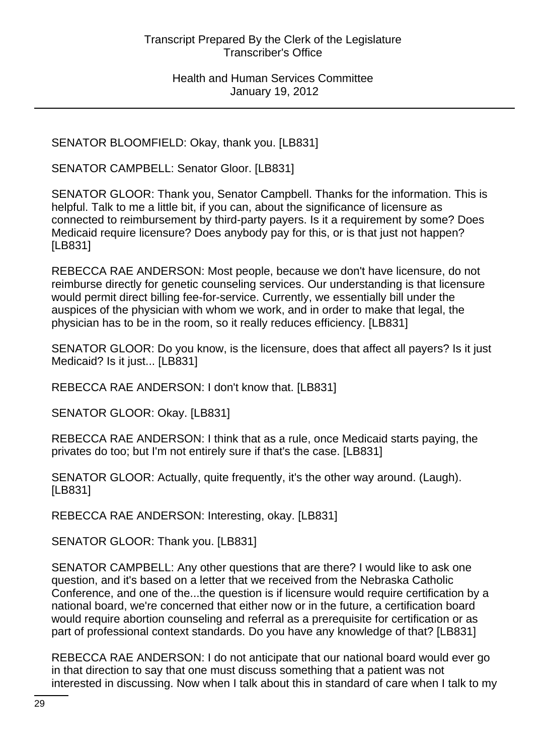SENATOR BLOOMFIELD: Okay, thank you. [LB831]

SENATOR CAMPBELL: Senator Gloor. [LB831]

SENATOR GLOOR: Thank you, Senator Campbell. Thanks for the information. This is helpful. Talk to me a little bit, if you can, about the significance of licensure as connected to reimbursement by third-party payers. Is it a requirement by some? Does Medicaid require licensure? Does anybody pay for this, or is that just not happen? [LB831]

REBECCA RAE ANDERSON: Most people, because we don't have licensure, do not reimburse directly for genetic counseling services. Our understanding is that licensure would permit direct billing fee-for-service. Currently, we essentially bill under the auspices of the physician with whom we work, and in order to make that legal, the physician has to be in the room, so it really reduces efficiency. [LB831]

SENATOR GLOOR: Do you know, is the licensure, does that affect all payers? Is it just Medicaid? Is it just... [LB831]

REBECCA RAE ANDERSON: I don't know that. [LB831]

SENATOR GLOOR: Okay. [LB831]

REBECCA RAE ANDERSON: I think that as a rule, once Medicaid starts paying, the privates do too; but I'm not entirely sure if that's the case. [LB831]

SENATOR GLOOR: Actually, quite frequently, it's the other way around. (Laugh). [LB831]

REBECCA RAE ANDERSON: Interesting, okay. [LB831]

SENATOR GLOOR: Thank you. [LB831]

SENATOR CAMPBELL: Any other questions that are there? I would like to ask one question, and it's based on a letter that we received from the Nebraska Catholic Conference, and one of the...the question is if licensure would require certification by a national board, we're concerned that either now or in the future, a certification board would require abortion counseling and referral as a prerequisite for certification or as part of professional context standards. Do you have any knowledge of that? [LB831]

REBECCA RAE ANDERSON: I do not anticipate that our national board would ever go in that direction to say that one must discuss something that a patient was not interested in discussing. Now when I talk about this in standard of care when I talk to my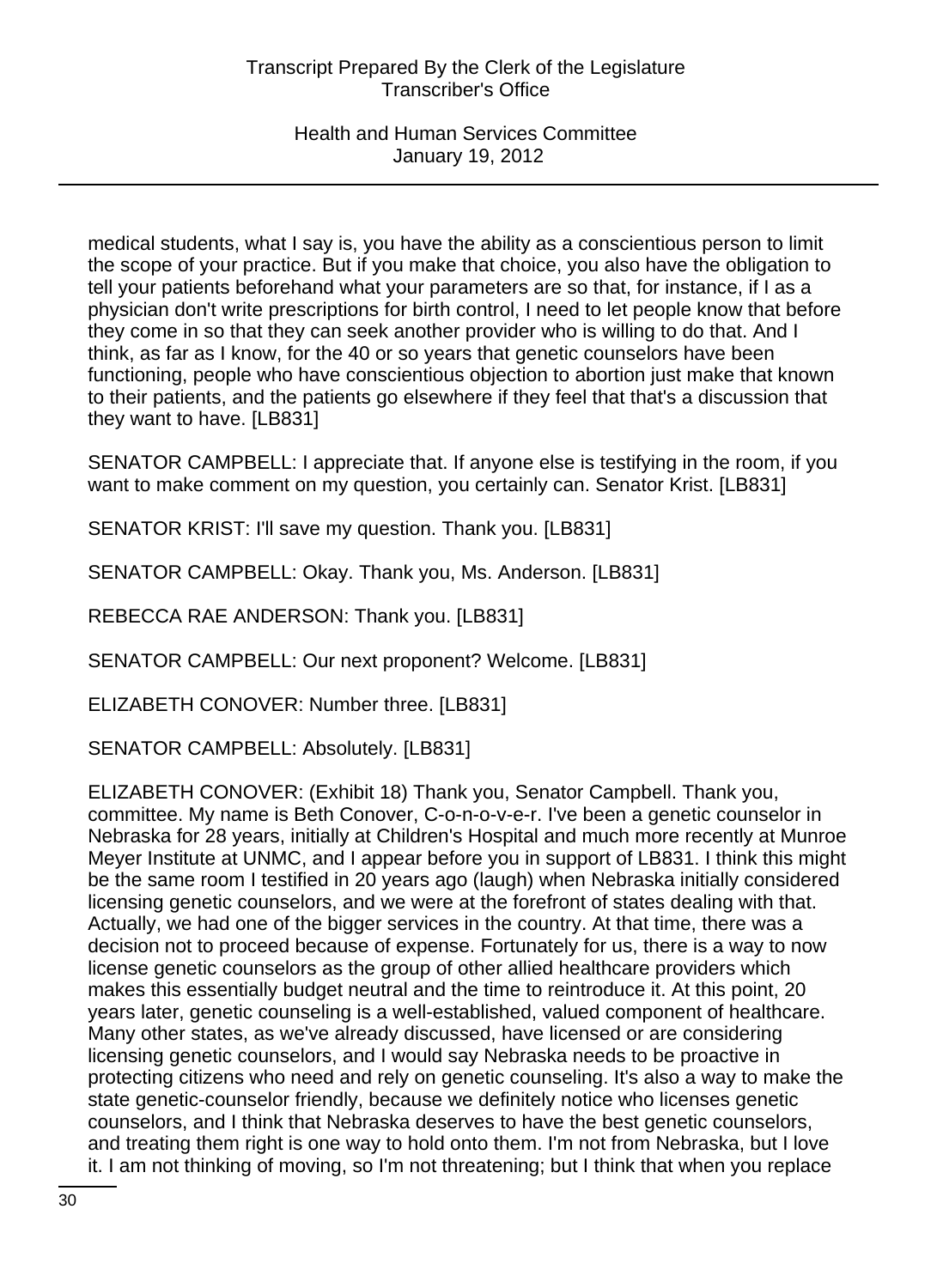medical students, what I say is, you have the ability as a conscientious person to limit the scope of your practice. But if you make that choice, you also have the obligation to tell your patients beforehand what your parameters are so that, for instance, if I as a physician don't write prescriptions for birth control, I need to let people know that before they come in so that they can seek another provider who is willing to do that. And I think, as far as I know, for the 40 or so years that genetic counselors have been functioning, people who have conscientious objection to abortion just make that known to their patients, and the patients go elsewhere if they feel that that's a discussion that they want to have. [LB831]

SENATOR CAMPBELL: I appreciate that. If anyone else is testifying in the room, if you want to make comment on my question, you certainly can. Senator Krist. [LB831]

SENATOR KRIST: I'll save my question. Thank you. [LB831]

SENATOR CAMPBELL: Okay. Thank you, Ms. Anderson. [LB831]

REBECCA RAE ANDERSON: Thank you. [LB831]

SENATOR CAMPBELL: Our next proponent? Welcome. [LB831]

ELIZABETH CONOVER: Number three. [LB831]

SENATOR CAMPBELL: Absolutely. [LB831]

ELIZABETH CONOVER: (Exhibit 18) Thank you, Senator Campbell. Thank you, committee. My name is Beth Conover, C-o-n-o-v-e-r. I've been a genetic counselor in Nebraska for 28 years, initially at Children's Hospital and much more recently at Munroe Meyer Institute at UNMC, and I appear before you in support of LB831. I think this might be the same room I testified in 20 years ago (laugh) when Nebraska initially considered licensing genetic counselors, and we were at the forefront of states dealing with that. Actually, we had one of the bigger services in the country. At that time, there was a decision not to proceed because of expense. Fortunately for us, there is a way to now license genetic counselors as the group of other allied healthcare providers which makes this essentially budget neutral and the time to reintroduce it. At this point, 20 years later, genetic counseling is a well-established, valued component of healthcare. Many other states, as we've already discussed, have licensed or are considering licensing genetic counselors, and I would say Nebraska needs to be proactive in protecting citizens who need and rely on genetic counseling. It's also a way to make the state genetic-counselor friendly, because we definitely notice who licenses genetic counselors, and I think that Nebraska deserves to have the best genetic counselors, and treating them right is one way to hold onto them. I'm not from Nebraska, but I love it. I am not thinking of moving, so I'm not threatening; but I think that when you replace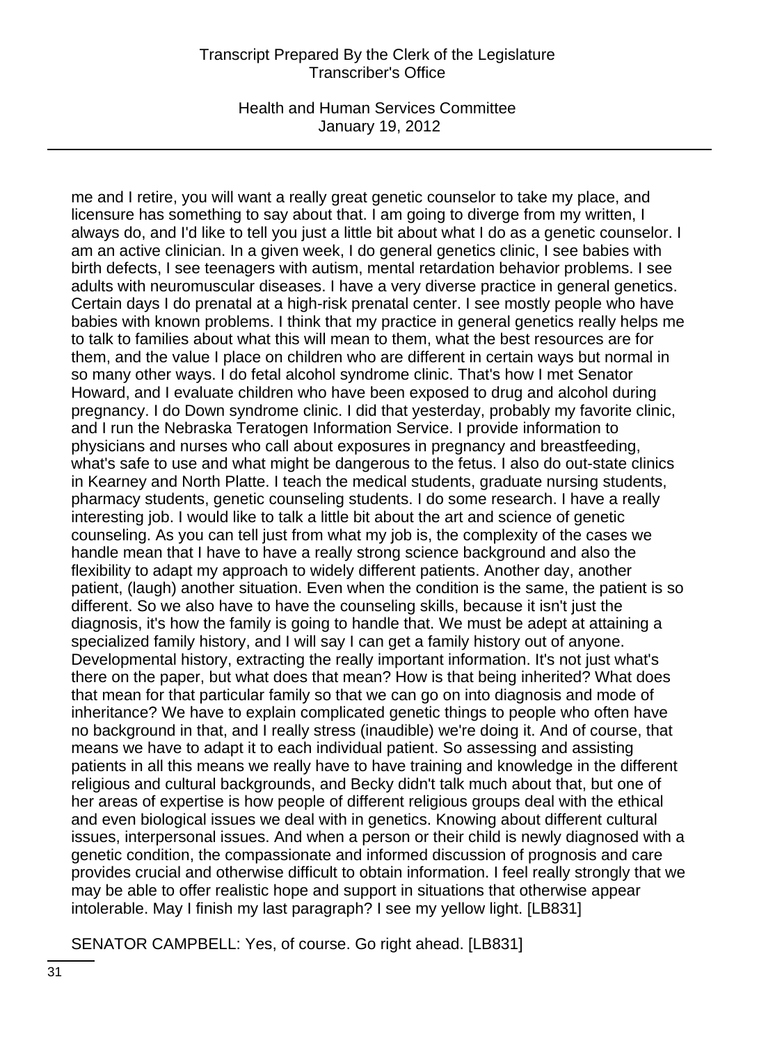me and I retire, you will want a really great genetic counselor to take my place, and licensure has something to say about that. I am going to diverge from my written, I always do, and I'd like to tell you just a little bit about what I do as a genetic counselor. I am an active clinician. In a given week, I do general genetics clinic, I see babies with birth defects, I see teenagers with autism, mental retardation behavior problems. I see adults with neuromuscular diseases. I have a very diverse practice in general genetics. Certain days I do prenatal at a high-risk prenatal center. I see mostly people who have babies with known problems. I think that my practice in general genetics really helps me to talk to families about what this will mean to them, what the best resources are for them, and the value I place on children who are different in certain ways but normal in so many other ways. I do fetal alcohol syndrome clinic. That's how I met Senator Howard, and I evaluate children who have been exposed to drug and alcohol during pregnancy. I do Down syndrome clinic. I did that yesterday, probably my favorite clinic, and I run the Nebraska Teratogen Information Service. I provide information to physicians and nurses who call about exposures in pregnancy and breastfeeding, what's safe to use and what might be dangerous to the fetus. I also do out-state clinics in Kearney and North Platte. I teach the medical students, graduate nursing students, pharmacy students, genetic counseling students. I do some research. I have a really interesting job. I would like to talk a little bit about the art and science of genetic counseling. As you can tell just from what my job is, the complexity of the cases we handle mean that I have to have a really strong science background and also the flexibility to adapt my approach to widely different patients. Another day, another patient, (laugh) another situation. Even when the condition is the same, the patient is so different. So we also have to have the counseling skills, because it isn't just the diagnosis, it's how the family is going to handle that. We must be adept at attaining a specialized family history, and I will say I can get a family history out of anyone. Developmental history, extracting the really important information. It's not just what's there on the paper, but what does that mean? How is that being inherited? What does that mean for that particular family so that we can go on into diagnosis and mode of inheritance? We have to explain complicated genetic things to people who often have no background in that, and I really stress (inaudible) we're doing it. And of course, that means we have to adapt it to each individual patient. So assessing and assisting patients in all this means we really have to have training and knowledge in the different religious and cultural backgrounds, and Becky didn't talk much about that, but one of her areas of expertise is how people of different religious groups deal with the ethical and even biological issues we deal with in genetics. Knowing about different cultural issues, interpersonal issues. And when a person or their child is newly diagnosed with a genetic condition, the compassionate and informed discussion of prognosis and care provides crucial and otherwise difficult to obtain information. I feel really strongly that we may be able to offer realistic hope and support in situations that otherwise appear intolerable. May I finish my last paragraph? I see my yellow light. [LB831]

SENATOR CAMPBELL: Yes, of course. Go right ahead. [LB831]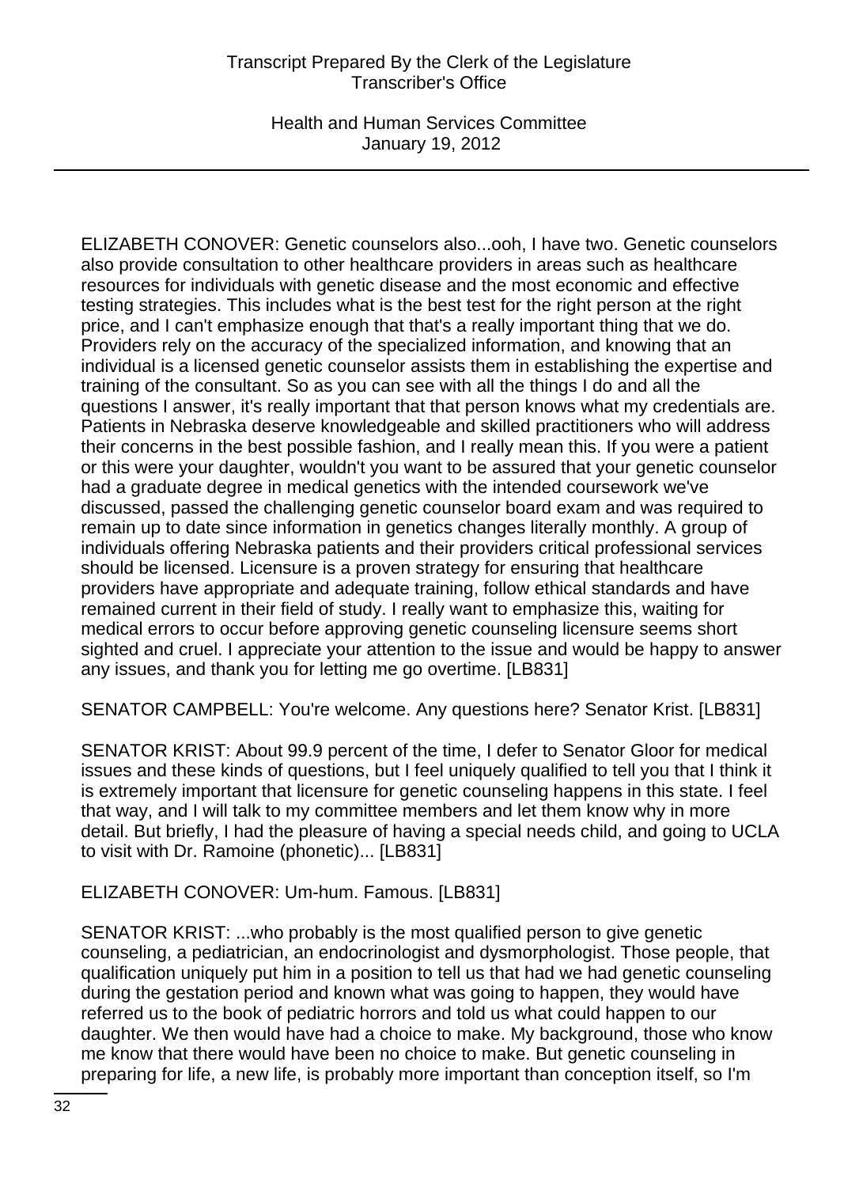ELIZABETH CONOVER: Genetic counselors also...ooh, I have two. Genetic counselors also provide consultation to other healthcare providers in areas such as healthcare resources for individuals with genetic disease and the most economic and effective testing strategies. This includes what is the best test for the right person at the right price, and I can't emphasize enough that that's a really important thing that we do. Providers rely on the accuracy of the specialized information, and knowing that an individual is a licensed genetic counselor assists them in establishing the expertise and training of the consultant. So as you can see with all the things I do and all the questions I answer, it's really important that that person knows what my credentials are. Patients in Nebraska deserve knowledgeable and skilled practitioners who will address their concerns in the best possible fashion, and I really mean this. If you were a patient or this were your daughter, wouldn't you want to be assured that your genetic counselor had a graduate degree in medical genetics with the intended coursework we've discussed, passed the challenging genetic counselor board exam and was required to remain up to date since information in genetics changes literally monthly. A group of individuals offering Nebraska patients and their providers critical professional services should be licensed. Licensure is a proven strategy for ensuring that healthcare providers have appropriate and adequate training, follow ethical standards and have remained current in their field of study. I really want to emphasize this, waiting for medical errors to occur before approving genetic counseling licensure seems short sighted and cruel. I appreciate your attention to the issue and would be happy to answer any issues, and thank you for letting me go overtime. [LB831]

SENATOR CAMPBELL: You're welcome. Any questions here? Senator Krist. [LB831]

SENATOR KRIST: About 99.9 percent of the time, I defer to Senator Gloor for medical issues and these kinds of questions, but I feel uniquely qualified to tell you that I think it is extremely important that licensure for genetic counseling happens in this state. I feel that way, and I will talk to my committee members and let them know why in more detail. But briefly, I had the pleasure of having a special needs child, and going to UCLA to visit with Dr. Ramoine (phonetic)... [LB831]

ELIZABETH CONOVER: Um-hum. Famous. [LB831]

SENATOR KRIST: ...who probably is the most qualified person to give genetic counseling, a pediatrician, an endocrinologist and dysmorphologist. Those people, that qualification uniquely put him in a position to tell us that had we had genetic counseling during the gestation period and known what was going to happen, they would have referred us to the book of pediatric horrors and told us what could happen to our daughter. We then would have had a choice to make. My background, those who know me know that there would have been no choice to make. But genetic counseling in preparing for life, a new life, is probably more important than conception itself, so I'm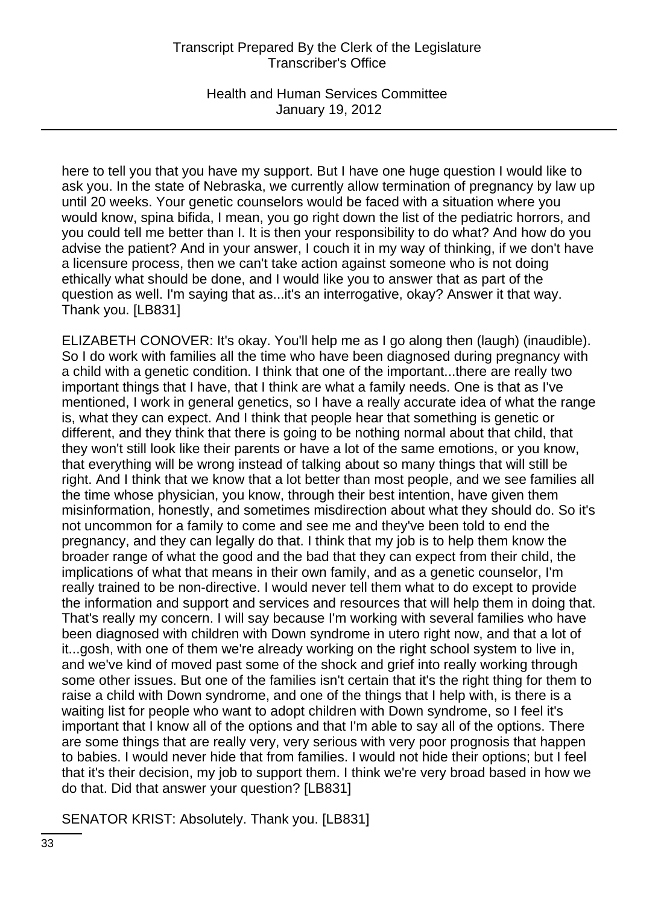here to tell you that you have my support. But I have one huge question I would like to ask you. In the state of Nebraska, we currently allow termination of pregnancy by law up until 20 weeks. Your genetic counselors would be faced with a situation where you would know, spina bifida, I mean, you go right down the list of the pediatric horrors, and you could tell me better than I. It is then your responsibility to do what? And how do you advise the patient? And in your answer, I couch it in my way of thinking, if we don't have a licensure process, then we can't take action against someone who is not doing ethically what should be done, and I would like you to answer that as part of the question as well. I'm saying that as...it's an interrogative, okay? Answer it that way. Thank you. [LB831]

ELIZABETH CONOVER: It's okay. You'll help me as I go along then (laugh) (inaudible). So I do work with families all the time who have been diagnosed during pregnancy with a child with a genetic condition. I think that one of the important...there are really two important things that I have, that I think are what a family needs. One is that as I've mentioned, I work in general genetics, so I have a really accurate idea of what the range is, what they can expect. And I think that people hear that something is genetic or different, and they think that there is going to be nothing normal about that child, that they won't still look like their parents or have a lot of the same emotions, or you know, that everything will be wrong instead of talking about so many things that will still be right. And I think that we know that a lot better than most people, and we see families all the time whose physician, you know, through their best intention, have given them misinformation, honestly, and sometimes misdirection about what they should do. So it's not uncommon for a family to come and see me and they've been told to end the pregnancy, and they can legally do that. I think that my job is to help them know the broader range of what the good and the bad that they can expect from their child, the implications of what that means in their own family, and as a genetic counselor, I'm really trained to be non-directive. I would never tell them what to do except to provide the information and support and services and resources that will help them in doing that. That's really my concern. I will say because I'm working with several families who have been diagnosed with children with Down syndrome in utero right now, and that a lot of it...gosh, with one of them we're already working on the right school system to live in, and we've kind of moved past some of the shock and grief into really working through some other issues. But one of the families isn't certain that it's the right thing for them to raise a child with Down syndrome, and one of the things that I help with, is there is a waiting list for people who want to adopt children with Down syndrome, so I feel it's important that I know all of the options and that I'm able to say all of the options. There are some things that are really very, very serious with very poor prognosis that happen to babies. I would never hide that from families. I would not hide their options; but I feel that it's their decision, my job to support them. I think we're very broad based in how we do that. Did that answer your question? [LB831]

SENATOR KRIST: Absolutely. Thank you. [LB831]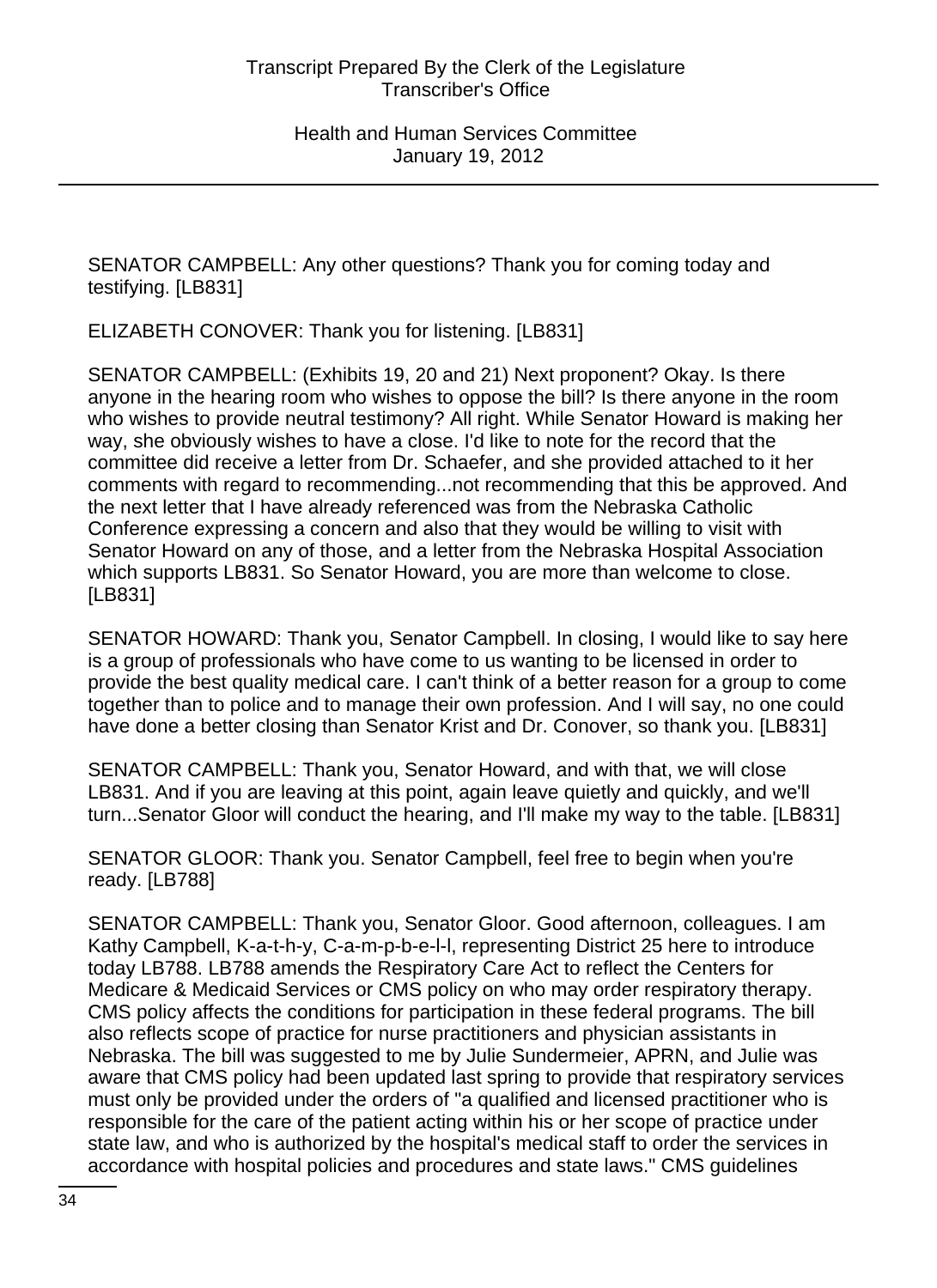SENATOR CAMPBELL: Any other questions? Thank you for coming today and testifying. [LB831]

ELIZABETH CONOVER: Thank you for listening. [LB831]

SENATOR CAMPBELL: (Exhibits 19, 20 and 21) Next proponent? Okay. Is there anyone in the hearing room who wishes to oppose the bill? Is there anyone in the room who wishes to provide neutral testimony? All right. While Senator Howard is making her way, she obviously wishes to have a close. I'd like to note for the record that the committee did receive a letter from Dr. Schaefer, and she provided attached to it her comments with regard to recommending...not recommending that this be approved. And the next letter that I have already referenced was from the Nebraska Catholic Conference expressing a concern and also that they would be willing to visit with Senator Howard on any of those, and a letter from the Nebraska Hospital Association which supports LB831. So Senator Howard, you are more than welcome to close. [LB831]

SENATOR HOWARD: Thank you, Senator Campbell. In closing, I would like to say here is a group of professionals who have come to us wanting to be licensed in order to provide the best quality medical care. I can't think of a better reason for a group to come together than to police and to manage their own profession. And I will say, no one could have done a better closing than Senator Krist and Dr. Conover, so thank you. [LB831]

SENATOR CAMPBELL: Thank you, Senator Howard, and with that, we will close LB831. And if you are leaving at this point, again leave quietly and quickly, and we'll turn...Senator Gloor will conduct the hearing, and I'll make my way to the table. [LB831]

SENATOR GLOOR: Thank you. Senator Campbell, feel free to begin when you're ready. [LB788]

SENATOR CAMPBELL: Thank you, Senator Gloor. Good afternoon, colleagues. I am Kathy Campbell, K-a-t-h-y, C-a-m-p-b-e-l-l, representing District 25 here to introduce today LB788. LB788 amends the Respiratory Care Act to reflect the Centers for Medicare & Medicaid Services or CMS policy on who may order respiratory therapy. CMS policy affects the conditions for participation in these federal programs. The bill also reflects scope of practice for nurse practitioners and physician assistants in Nebraska. The bill was suggested to me by Julie Sundermeier, APRN, and Julie was aware that CMS policy had been updated last spring to provide that respiratory services must only be provided under the orders of "a qualified and licensed practitioner who is responsible for the care of the patient acting within his or her scope of practice under state law, and who is authorized by the hospital's medical staff to order the services in accordance with hospital policies and procedures and state laws." CMS guidelines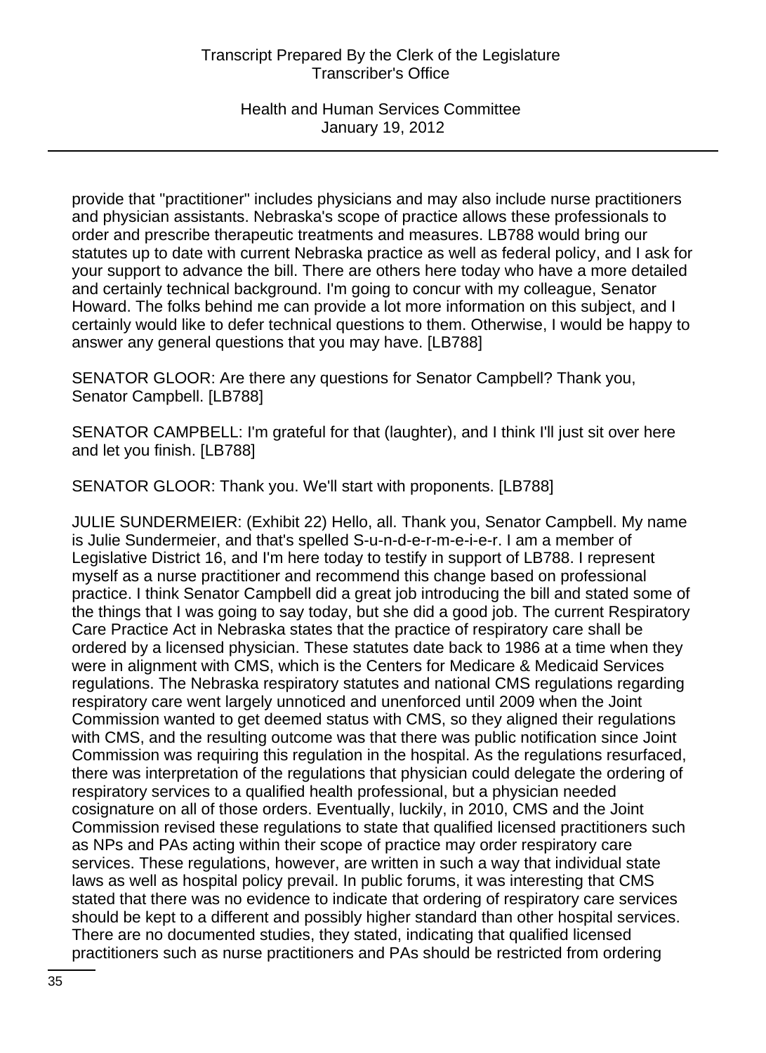provide that "practitioner" includes physicians and may also include nurse practitioners and physician assistants. Nebraska's scope of practice allows these professionals to order and prescribe therapeutic treatments and measures. LB788 would bring our statutes up to date with current Nebraska practice as well as federal policy, and I ask for your support to advance the bill. There are others here today who have a more detailed and certainly technical background. I'm going to concur with my colleague, Senator Howard. The folks behind me can provide a lot more information on this subject, and I certainly would like to defer technical questions to them. Otherwise, I would be happy to answer any general questions that you may have. [LB788]

SENATOR GLOOR: Are there any questions for Senator Campbell? Thank you, Senator Campbell. [LB788]

SENATOR CAMPBELL: I'm grateful for that (laughter), and I think I'll just sit over here and let you finish. [LB788]

SENATOR GLOOR: Thank you. We'll start with proponents. [LB788]

JULIE SUNDERMEIER: (Exhibit 22) Hello, all. Thank you, Senator Campbell. My name is Julie Sundermeier, and that's spelled S-u-n-d-e-r-m-e-i-e-r. I am a member of Legislative District 16, and I'm here today to testify in support of LB788. I represent myself as a nurse practitioner and recommend this change based on professional practice. I think Senator Campbell did a great job introducing the bill and stated some of the things that I was going to say today, but she did a good job. The current Respiratory Care Practice Act in Nebraska states that the practice of respiratory care shall be ordered by a licensed physician. These statutes date back to 1986 at a time when they were in alignment with CMS, which is the Centers for Medicare & Medicaid Services regulations. The Nebraska respiratory statutes and national CMS regulations regarding respiratory care went largely unnoticed and unenforced until 2009 when the Joint Commission wanted to get deemed status with CMS, so they aligned their regulations with CMS, and the resulting outcome was that there was public notification since Joint Commission was requiring this regulation in the hospital. As the regulations resurfaced, there was interpretation of the regulations that physician could delegate the ordering of respiratory services to a qualified health professional, but a physician needed cosignature on all of those orders. Eventually, luckily, in 2010, CMS and the Joint Commission revised these regulations to state that qualified licensed practitioners such as NPs and PAs acting within their scope of practice may order respiratory care services. These regulations, however, are written in such a way that individual state laws as well as hospital policy prevail. In public forums, it was interesting that CMS stated that there was no evidence to indicate that ordering of respiratory care services should be kept to a different and possibly higher standard than other hospital services. There are no documented studies, they stated, indicating that qualified licensed practitioners such as nurse practitioners and PAs should be restricted from ordering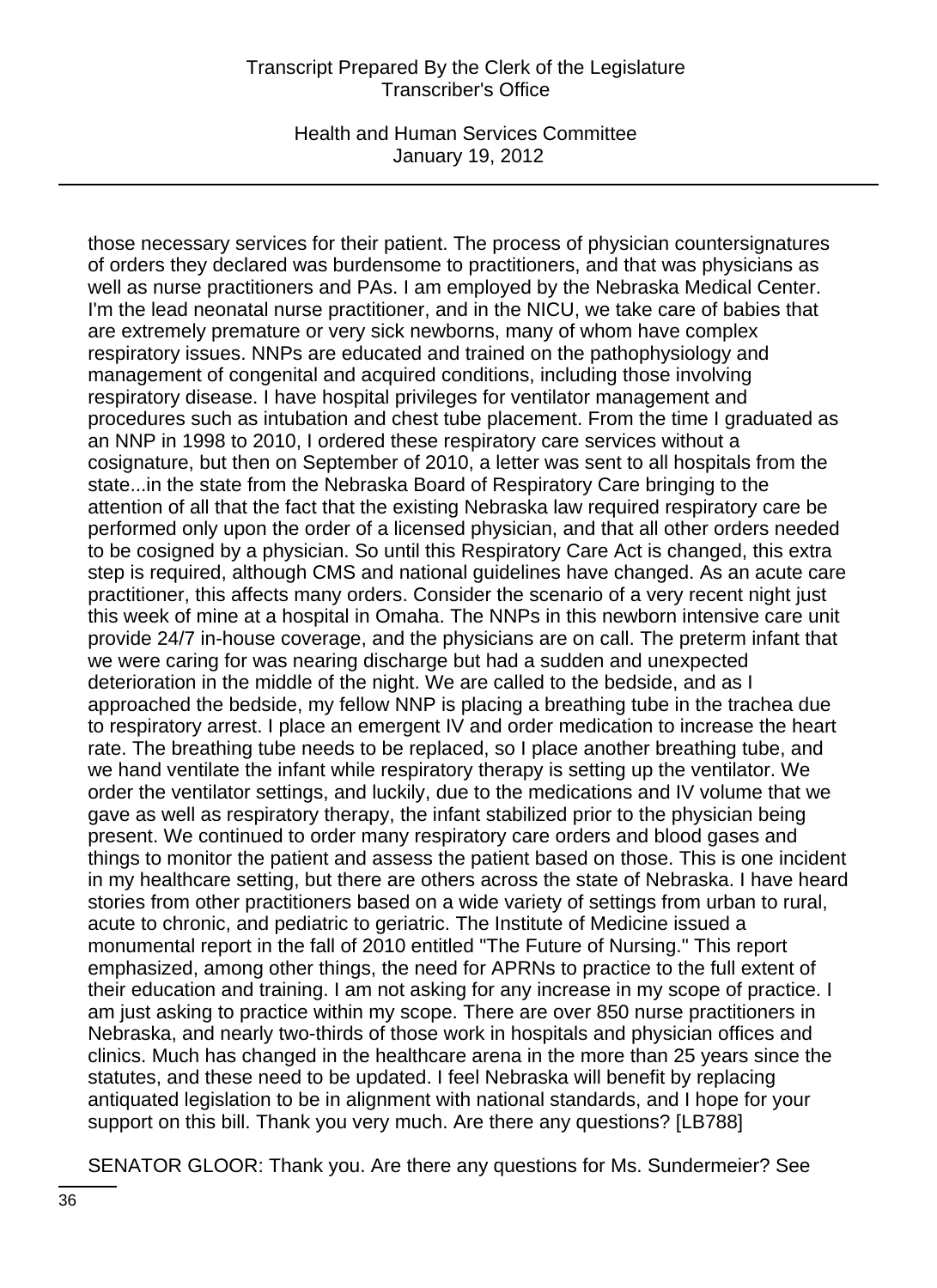those necessary services for their patient. The process of physician countersignatures of orders they declared was burdensome to practitioners, and that was physicians as well as nurse practitioners and PAs. I am employed by the Nebraska Medical Center. I'm the lead neonatal nurse practitioner, and in the NICU, we take care of babies that are extremely premature or very sick newborns, many of whom have complex respiratory issues. NNPs are educated and trained on the pathophysiology and management of congenital and acquired conditions, including those involving respiratory disease. I have hospital privileges for ventilator management and procedures such as intubation and chest tube placement. From the time I graduated as an NNP in 1998 to 2010, I ordered these respiratory care services without a cosignature, but then on September of 2010, a letter was sent to all hospitals from the state...in the state from the Nebraska Board of Respiratory Care bringing to the attention of all that the fact that the existing Nebraska law required respiratory care be performed only upon the order of a licensed physician, and that all other orders needed to be cosigned by a physician. So until this Respiratory Care Act is changed, this extra step is required, although CMS and national guidelines have changed. As an acute care practitioner, this affects many orders. Consider the scenario of a very recent night just this week of mine at a hospital in Omaha. The NNPs in this newborn intensive care unit provide 24/7 in-house coverage, and the physicians are on call. The preterm infant that we were caring for was nearing discharge but had a sudden and unexpected deterioration in the middle of the night. We are called to the bedside, and as I approached the bedside, my fellow NNP is placing a breathing tube in the trachea due to respiratory arrest. I place an emergent IV and order medication to increase the heart rate. The breathing tube needs to be replaced, so I place another breathing tube, and we hand ventilate the infant while respiratory therapy is setting up the ventilator. We order the ventilator settings, and luckily, due to the medications and IV volume that we gave as well as respiratory therapy, the infant stabilized prior to the physician being present. We continued to order many respiratory care orders and blood gases and things to monitor the patient and assess the patient based on those. This is one incident in my healthcare setting, but there are others across the state of Nebraska. I have heard stories from other practitioners based on a wide variety of settings from urban to rural, acute to chronic, and pediatric to geriatric. The Institute of Medicine issued a monumental report in the fall of 2010 entitled "The Future of Nursing." This report emphasized, among other things, the need for APRNs to practice to the full extent of their education and training. I am not asking for any increase in my scope of practice. I am just asking to practice within my scope. There are over 850 nurse practitioners in Nebraska, and nearly two-thirds of those work in hospitals and physician offices and clinics. Much has changed in the healthcare arena in the more than 25 years since the statutes, and these need to be updated. I feel Nebraska will benefit by replacing antiquated legislation to be in alignment with national standards, and I hope for your support on this bill. Thank you very much. Are there any questions? [LB788]

SENATOR GLOOR: Thank you. Are there any questions for Ms. Sundermeier? See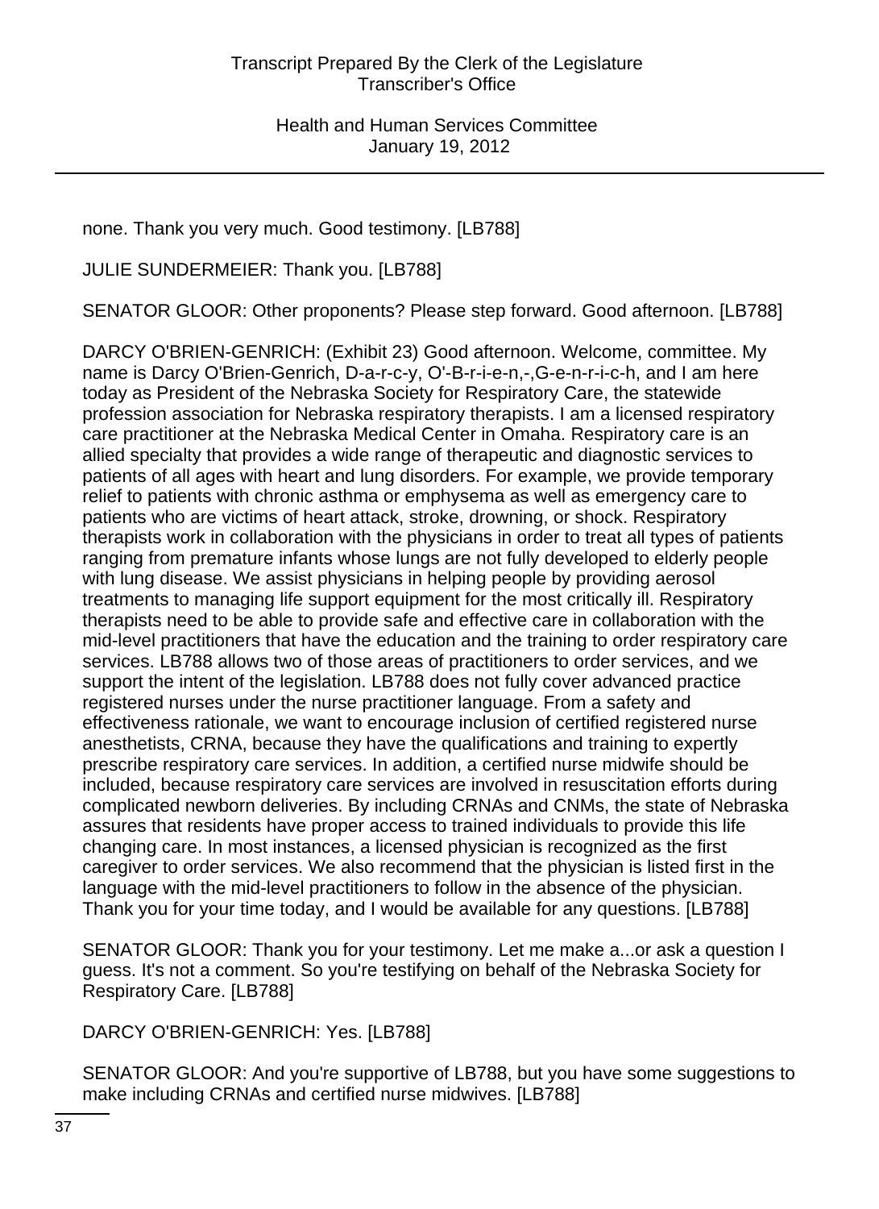none. Thank you very much. Good testimony. [LB788]

JULIE SUNDERMEIER: Thank you. [LB788]

SENATOR GLOOR: Other proponents? Please step forward. Good afternoon. [LB788]

DARCY O'BRIEN-GENRICH: (Exhibit 23) Good afternoon. Welcome, committee. My name is Darcy O'Brien-Genrich, D-a-r-c-y, O'-B-r-i-e-n,-,G-e-n-r-i-c-h, and I am here today as President of the Nebraska Society for Respiratory Care, the statewide profession association for Nebraska respiratory therapists. I am a licensed respiratory care practitioner at the Nebraska Medical Center in Omaha. Respiratory care is an allied specialty that provides a wide range of therapeutic and diagnostic services to patients of all ages with heart and lung disorders. For example, we provide temporary relief to patients with chronic asthma or emphysema as well as emergency care to patients who are victims of heart attack, stroke, drowning, or shock. Respiratory therapists work in collaboration with the physicians in order to treat all types of patients ranging from premature infants whose lungs are not fully developed to elderly people with lung disease. We assist physicians in helping people by providing aerosol treatments to managing life support equipment for the most critically ill. Respiratory therapists need to be able to provide safe and effective care in collaboration with the mid-level practitioners that have the education and the training to order respiratory care services. LB788 allows two of those areas of practitioners to order services, and we support the intent of the legislation. LB788 does not fully cover advanced practice registered nurses under the nurse practitioner language. From a safety and effectiveness rationale, we want to encourage inclusion of certified registered nurse anesthetists, CRNA, because they have the qualifications and training to expertly prescribe respiratory care services. In addition, a certified nurse midwife should be included, because respiratory care services are involved in resuscitation efforts during complicated newborn deliveries. By including CRNAs and CNMs, the state of Nebraska assures that residents have proper access to trained individuals to provide this life changing care. In most instances, a licensed physician is recognized as the first caregiver to order services. We also recommend that the physician is listed first in the language with the mid-level practitioners to follow in the absence of the physician. Thank you for your time today, and I would be available for any questions. [LB788]

SENATOR GLOOR: Thank you for your testimony. Let me make a...or ask a question I guess. It's not a comment. So you're testifying on behalf of the Nebraska Society for Respiratory Care. [LB788]

DARCY O'BRIEN-GENRICH: Yes. [LB788]

SENATOR GLOOR: And you're supportive of LB788, but you have some suggestions to make including CRNAs and certified nurse midwives. [LB788]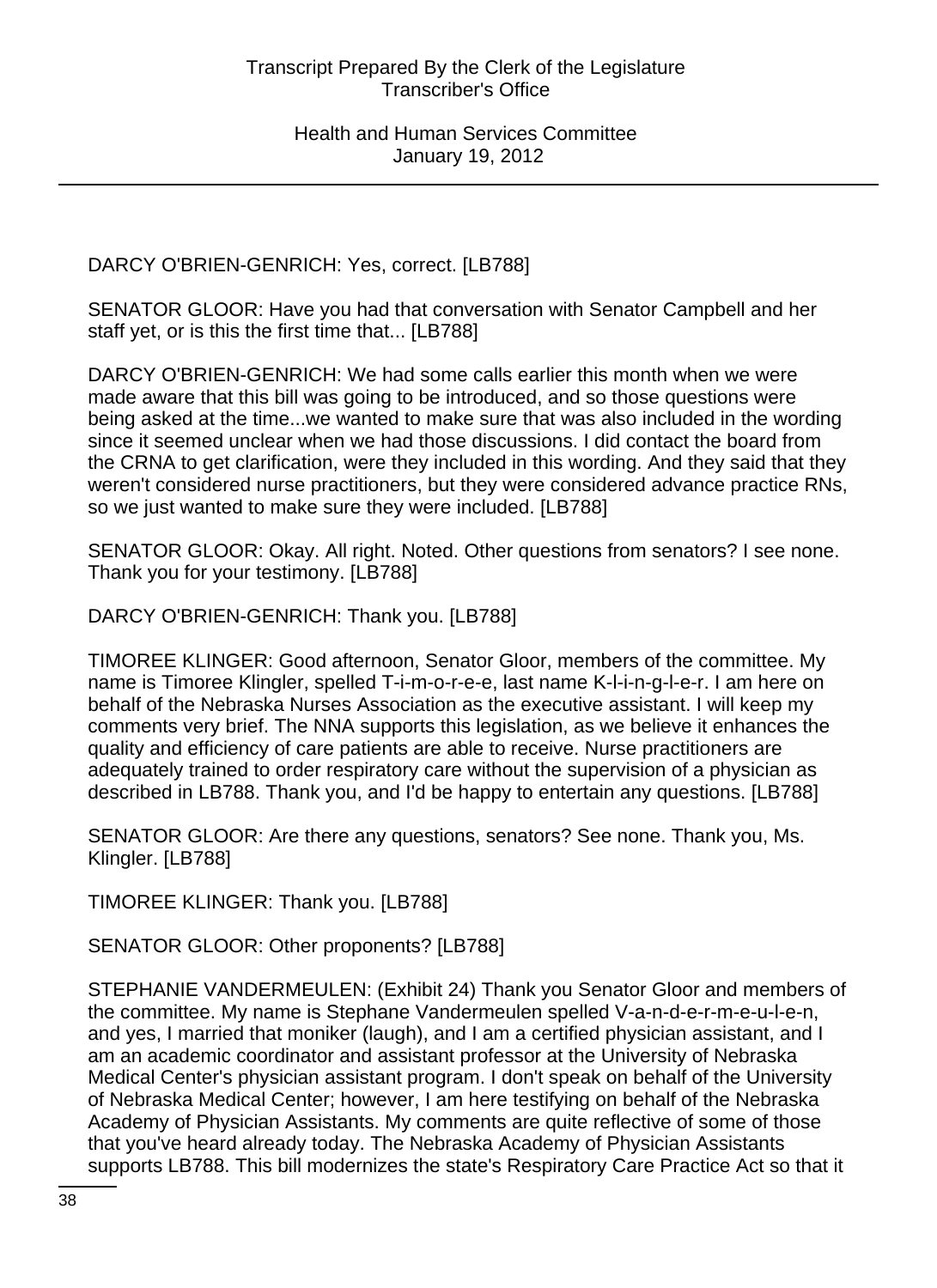DARCY O'BRIEN-GENRICH: Yes, correct. [LB788]

SENATOR GLOOR: Have you had that conversation with Senator Campbell and her staff yet, or is this the first time that... [LB788]

DARCY O'BRIEN-GENRICH: We had some calls earlier this month when we were made aware that this bill was going to be introduced, and so those questions were being asked at the time...we wanted to make sure that was also included in the wording since it seemed unclear when we had those discussions. I did contact the board from the CRNA to get clarification, were they included in this wording. And they said that they weren't considered nurse practitioners, but they were considered advance practice RNs, so we just wanted to make sure they were included. [LB788]

SENATOR GLOOR: Okay. All right. Noted. Other questions from senators? I see none. Thank you for your testimony. [LB788]

DARCY O'BRIEN-GENRICH: Thank you. [LB788]

TIMOREE KLINGER: Good afternoon, Senator Gloor, members of the committee. My name is Timoree Klingler, spelled T-i-m-o-r-e-e, last name K-l-i-n-g-l-e-r. I am here on behalf of the Nebraska Nurses Association as the executive assistant. I will keep my comments very brief. The NNA supports this legislation, as we believe it enhances the quality and efficiency of care patients are able to receive. Nurse practitioners are adequately trained to order respiratory care without the supervision of a physician as described in LB788. Thank you, and I'd be happy to entertain any questions. [LB788]

SENATOR GLOOR: Are there any questions, senators? See none. Thank you, Ms. Klingler. [LB788]

TIMOREE KLINGER: Thank you. [LB788]

SENATOR GLOOR: Other proponents? [LB788]

STEPHANIE VANDERMEULEN: (Exhibit 24) Thank you Senator Gloor and members of the committee. My name is Stephane Vandermeulen spelled V-a-n-d-e-r-m-e-u-l-e-n, and yes, I married that moniker (laugh), and I am a certified physician assistant, and I am an academic coordinator and assistant professor at the University of Nebraska Medical Center's physician assistant program. I don't speak on behalf of the University of Nebraska Medical Center; however, I am here testifying on behalf of the Nebraska Academy of Physician Assistants. My comments are quite reflective of some of those that you've heard already today. The Nebraska Academy of Physician Assistants supports LB788. This bill modernizes the state's Respiratory Care Practice Act so that it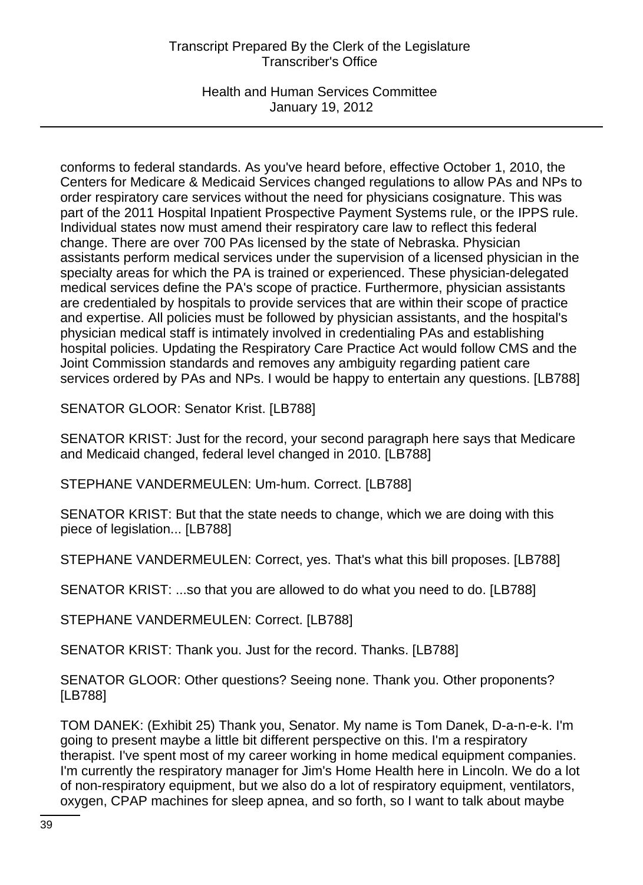conforms to federal standards. As you've heard before, effective October 1, 2010, the Centers for Medicare & Medicaid Services changed regulations to allow PAs and NPs to order respiratory care services without the need for physicians cosignature. This was part of the 2011 Hospital Inpatient Prospective Payment Systems rule, or the IPPS rule. Individual states now must amend their respiratory care law to reflect this federal change. There are over 700 PAs licensed by the state of Nebraska. Physician assistants perform medical services under the supervision of a licensed physician in the specialty areas for which the PA is trained or experienced. These physician-delegated medical services define the PA's scope of practice. Furthermore, physician assistants are credentialed by hospitals to provide services that are within their scope of practice and expertise. All policies must be followed by physician assistants, and the hospital's physician medical staff is intimately involved in credentialing PAs and establishing hospital policies. Updating the Respiratory Care Practice Act would follow CMS and the Joint Commission standards and removes any ambiguity regarding patient care services ordered by PAs and NPs. I would be happy to entertain any questions. [LB788]

SENATOR GLOOR: Senator Krist. [LB788]

SENATOR KRIST: Just for the record, your second paragraph here says that Medicare and Medicaid changed, federal level changed in 2010. [LB788]

STEPHANE VANDERMEULEN: Um-hum. Correct. [LB788]

SENATOR KRIST: But that the state needs to change, which we are doing with this piece of legislation... [LB788]

STEPHANE VANDERMEULEN: Correct, yes. That's what this bill proposes. [LB788]

SENATOR KRIST: ...so that you are allowed to do what you need to do. [LB788]

STEPHANE VANDERMEULEN: Correct. [LB788]

SENATOR KRIST: Thank you. Just for the record. Thanks. [LB788]

SENATOR GLOOR: Other questions? Seeing none. Thank you. Other proponents? [LB788]

TOM DANEK: (Exhibit 25) Thank you, Senator. My name is Tom Danek, D-a-n-e-k. I'm going to present maybe a little bit different perspective on this. I'm a respiratory therapist. I've spent most of my career working in home medical equipment companies. I'm currently the respiratory manager for Jim's Home Health here in Lincoln. We do a lot of non-respiratory equipment, but we also do a lot of respiratory equipment, ventilators, oxygen, CPAP machines for sleep apnea, and so forth, so I want to talk about maybe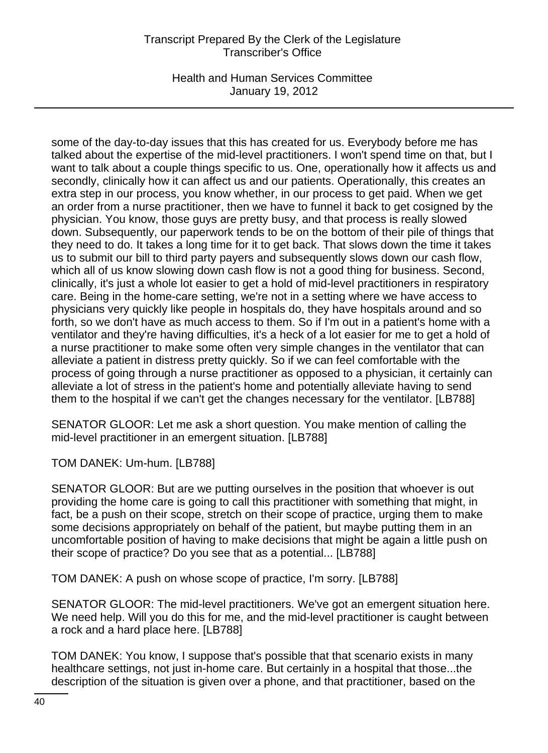some of the day-to-day issues that this has created for us. Everybody before me has talked about the expertise of the mid-level practitioners. I won't spend time on that, but I want to talk about a couple things specific to us. One, operationally how it affects us and secondly, clinically how it can affect us and our patients. Operationally, this creates an extra step in our process, you know whether, in our process to get paid. When we get an order from a nurse practitioner, then we have to funnel it back to get cosigned by the physician. You know, those guys are pretty busy, and that process is really slowed down. Subsequently, our paperwork tends to be on the bottom of their pile of things that they need to do. It takes a long time for it to get back. That slows down the time it takes us to submit our bill to third party payers and subsequently slows down our cash flow, which all of us know slowing down cash flow is not a good thing for business. Second, clinically, it's just a whole lot easier to get a hold of mid-level practitioners in respiratory care. Being in the home-care setting, we're not in a setting where we have access to physicians very quickly like people in hospitals do, they have hospitals around and so forth, so we don't have as much access to them. So if I'm out in a patient's home with a ventilator and they're having difficulties, it's a heck of a lot easier for me to get a hold of a nurse practitioner to make some often very simple changes in the ventilator that can alleviate a patient in distress pretty quickly. So if we can feel comfortable with the process of going through a nurse practitioner as opposed to a physician, it certainly can alleviate a lot of stress in the patient's home and potentially alleviate having to send them to the hospital if we can't get the changes necessary for the ventilator. [LB788]

SENATOR GLOOR: Let me ask a short question. You make mention of calling the mid-level practitioner in an emergent situation. [LB788]

TOM DANEK: Um-hum. [LB788]

SENATOR GLOOR: But are we putting ourselves in the position that whoever is out providing the home care is going to call this practitioner with something that might, in fact, be a push on their scope, stretch on their scope of practice, urging them to make some decisions appropriately on behalf of the patient, but maybe putting them in an uncomfortable position of having to make decisions that might be again a little push on their scope of practice? Do you see that as a potential... [LB788]

TOM DANEK: A push on whose scope of practice, I'm sorry. [LB788]

SENATOR GLOOR: The mid-level practitioners. We've got an emergent situation here. We need help. Will you do this for me, and the mid-level practitioner is caught between a rock and a hard place here. [LB788]

TOM DANEK: You know, I suppose that's possible that that scenario exists in many healthcare settings, not just in-home care. But certainly in a hospital that those...the description of the situation is given over a phone, and that practitioner, based on the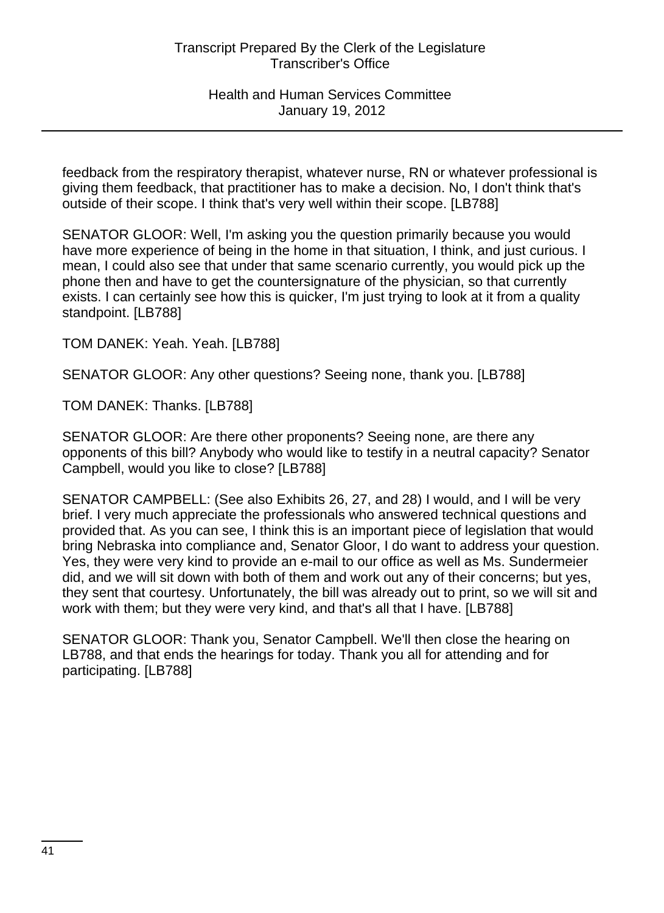feedback from the respiratory therapist, whatever nurse, RN or whatever professional is giving them feedback, that practitioner has to make a decision. No, I don't think that's outside of their scope. I think that's very well within their scope. [LB788]

SENATOR GLOOR: Well, I'm asking you the question primarily because you would have more experience of being in the home in that situation, I think, and just curious. I mean, I could also see that under that same scenario currently, you would pick up the phone then and have to get the countersignature of the physician, so that currently exists. I can certainly see how this is quicker, I'm just trying to look at it from a quality standpoint. [LB788]

TOM DANEK: Yeah. Yeah. [LB788]

SENATOR GLOOR: Any other questions? Seeing none, thank you. [LB788]

TOM DANEK: Thanks. [LB788]

SENATOR GLOOR: Are there other proponents? Seeing none, are there any opponents of this bill? Anybody who would like to testify in a neutral capacity? Senator Campbell, would you like to close? [LB788]

SENATOR CAMPBELL: (See also Exhibits 26, 27, and 28) I would, and I will be very brief. I very much appreciate the professionals who answered technical questions and provided that. As you can see, I think this is an important piece of legislation that would bring Nebraska into compliance and, Senator Gloor, I do want to address your question. Yes, they were very kind to provide an e-mail to our office as well as Ms. Sundermeier did, and we will sit down with both of them and work out any of their concerns; but yes, they sent that courtesy. Unfortunately, the bill was already out to print, so we will sit and work with them; but they were very kind, and that's all that I have. [LB788]

SENATOR GLOOR: Thank you, Senator Campbell. We'll then close the hearing on LB788, and that ends the hearings for today. Thank you all for attending and for participating. [LB788]